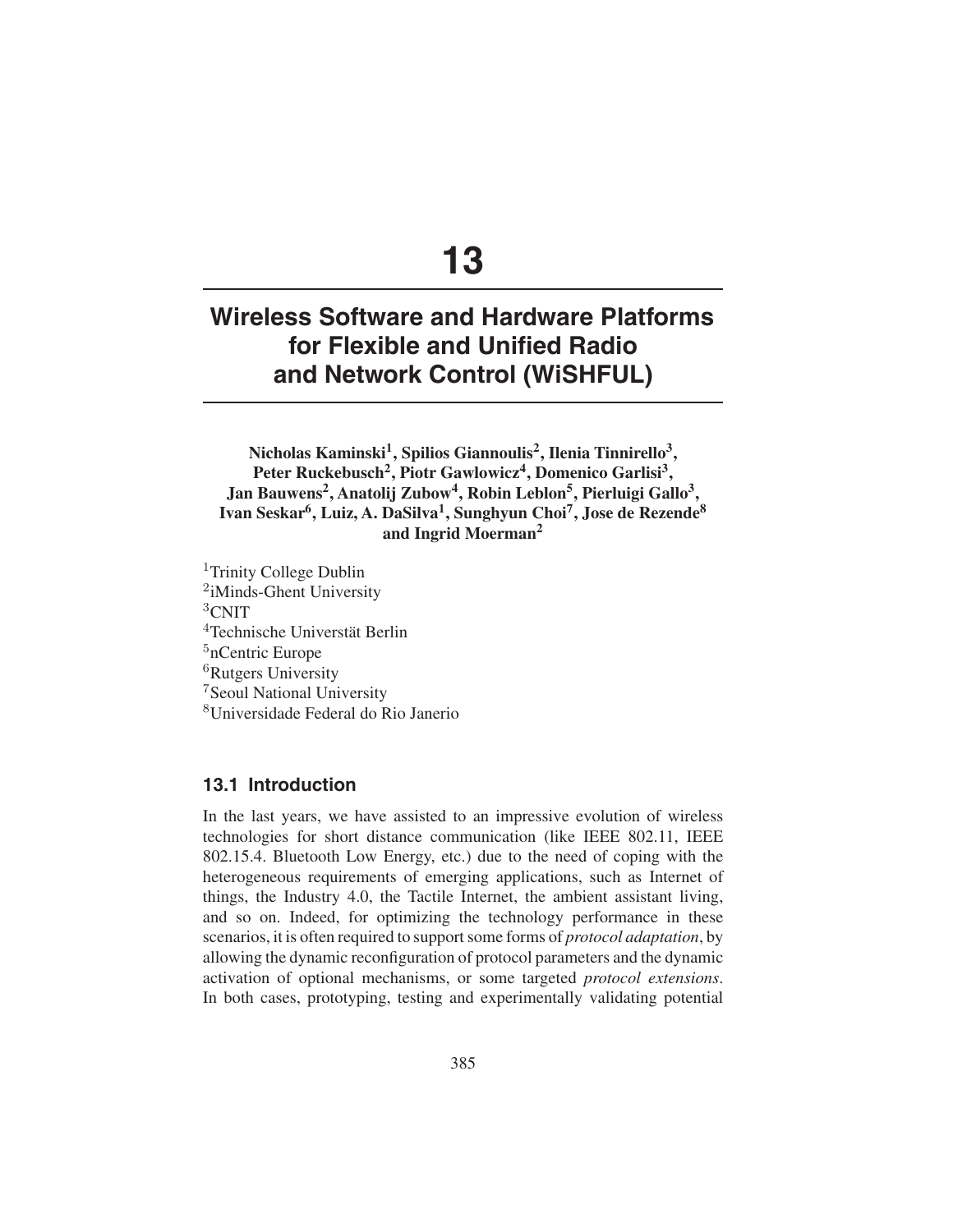# 13

# Wireless Software and Hardware Platforms for Flexible and Unified Radio and Network Control (WiSHFUL)

**Nicholas Kaminski[1], Spilios Giannoulis[2], Ilenia Tinnirello[3], Peter Ruckebusch[2], Piotr Gawlowicz[4], Domenico Garlisi[3], Jan Bauwens[2], Anatolij Zubow[4], Robin Leblon[5], Pierluigi Gallo[3], Ivan Seskar[6], Luiz, A. DaSilva[1], Sunghyun Choi[7], Jose de Rezende[8] and Ingrid Moerman[2]**

[1]Trinity College Dublin
[2]iMinds-Ghent University
[3]CNIT
[4]Technische Universität Berlin
[5]nCentric Europe
[6]Rutgers University
[7]Seoul National University
[8]Universidade Federal do Rio Janerio

## 13.1 Introduction

In the last years, we have assisted to an impressive evolution of wireless technologies for short distance communication (like IEEE 802.11, IEEE 802.15.4. Bluetooth Low Energy, etc.) due to the need of coping with the heterogeneous requirements of emerging applications, such as Internet of things, the Industry 4.0, the Tactile Internet, the ambient assistant living, and so on. Indeed, for optimizing the technology performance in these scenarios, it is often required to support some forms of *protocol adaptation*, by allowing the dynamic reconfiguration of protocol parameters and the dynamic activation of optional mechanisms, or some targeted *protocol extensions*. In both cases, prototyping, testing and experimentally validating potential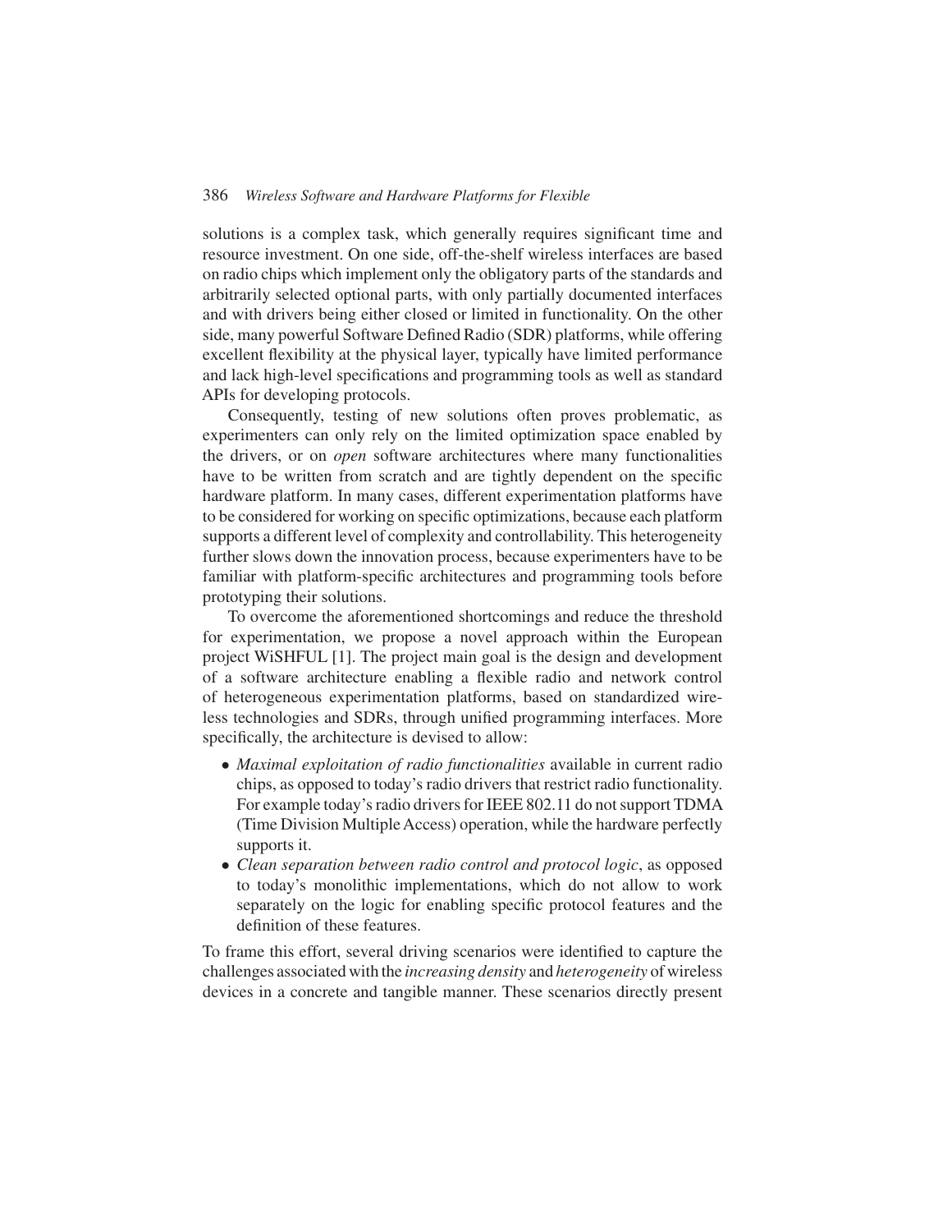solutions is a complex task, which generally requires significant time and resource investment. On one side, off-the-shelf wireless interfaces are based on radio chips which implement only the obligatory parts of the standards and arbitrarily selected optional parts, with only partially documented interfaces and with drivers being either closed or limited in functionality. On the other side, many powerful Software Defined Radio (SDR) platforms, while offering excellent flexibility at the physical layer, typically have limited performance and lack high-level specifications and programming tools as well as standard APIs for developing protocols.

Consequently, testing of new solutions often proves problematic, as experimenters can only rely on the limited optimization space enabled by the drivers, or on *open* software architectures where many functionalities have to be written from scratch and are tightly dependent on the specific hardware platform. In many cases, different experimentation platforms have to be considered for working on specific optimizations, because each platform supports a different level of complexity and controllability. This heterogeneity further slows down the innovation process, because experimenters have to be familiar with platform-specific architectures and programming tools before prototyping their solutions.

To overcome the aforementioned shortcomings and reduce the threshold for experimentation, we propose a novel approach within the European project WiSHFUL [1]. The project main goal is the design and development of a software architecture enabling a flexible radio and network control of heterogeneous experimentation platforms, based on standardized wireless technologies and SDRs, through unified programming interfaces. More specifically, the architecture is devised to allow:

- *Maximal exploitation of radio functionalities* available in current radio chips, as opposed to today's radio drivers that restrict radio functionality. For example today's radio drivers for IEEE 802.11 do not support TDMA (Time Division Multiple Access) operation, while the hardware perfectly supports it.
- *Clean separation between radio control and protocol logic*, as opposed to today's monolithic implementations, which do not allow to work separately on the logic for enabling specific protocol features and the definition of these features.

To frame this effort, several driving scenarios were identified to capture the challenges associated with the *increasing density* and *heterogeneity* of wireless devices in a concrete and tangible manner. These scenarios directly present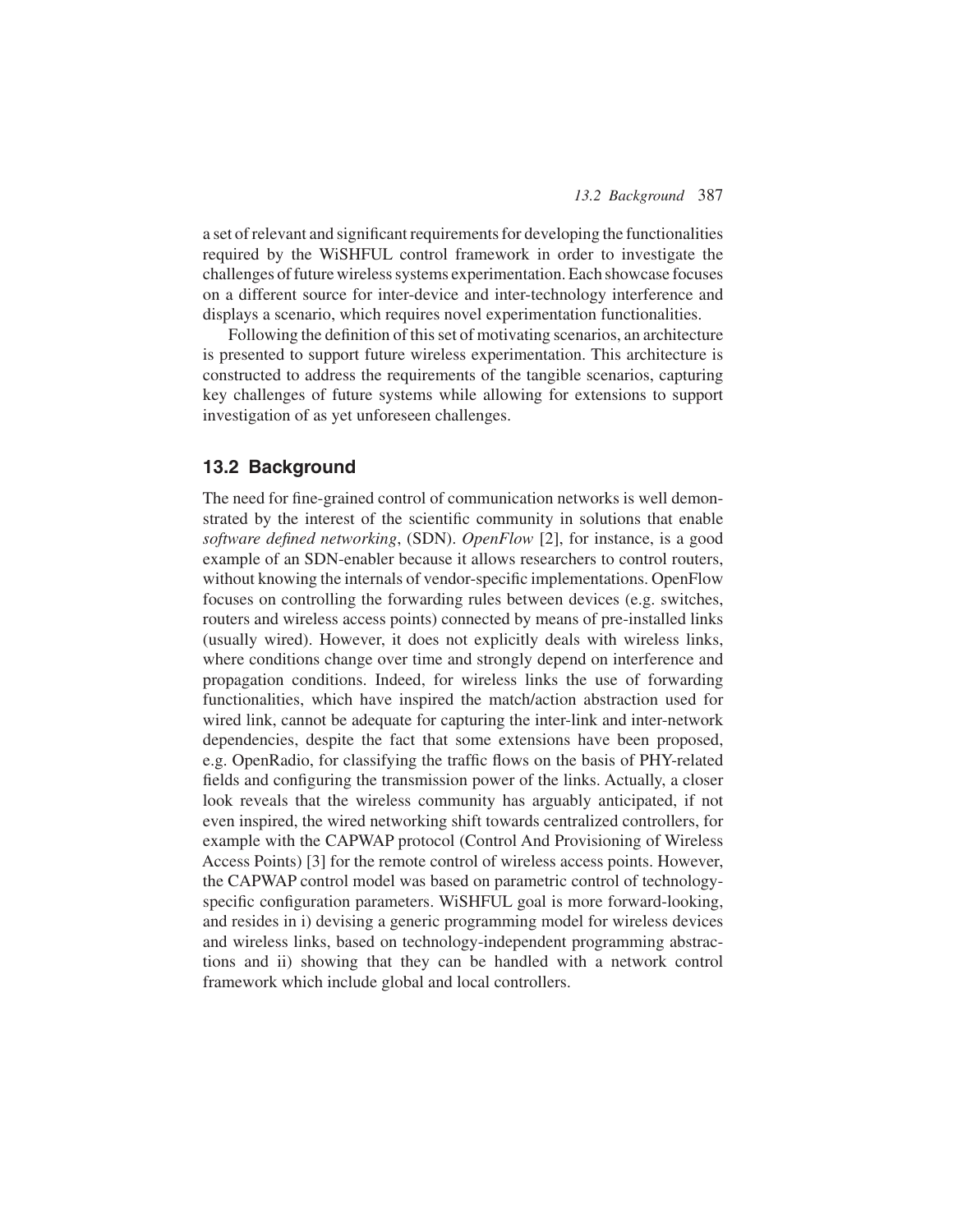a set of relevant and significant requirements for developing the functionalities required by the WiSHFUL control framework in order to investigate the challenges of future wireless systems experimentation. Each showcase focuses on a different source for inter-device and inter-technology interference and displays a scenario, which requires novel experimentation functionalities.

Following the definition of this set of motivating scenarios, an architecture is presented to support future wireless experimentation. This architecture is constructed to address the requirements of the tangible scenarios, capturing key challenges of future systems while allowing for extensions to support investigation of as yet unforeseen challenges.

## 13.2 Background

The need for fine-grained control of communication networks is well demonstrated by the interest of the scientific community in solutions that enable *software defined networking*, (SDN). *OpenFlow* [2], for instance, is a good example of an SDN-enabler because it allows researchers to control routers, without knowing the internals of vendor-specific implementations. OpenFlow focuses on controlling the forwarding rules between devices (e.g. switches, routers and wireless access points) connected by means of pre-installed links (usually wired). However, it does not explicitly deals with wireless links, where conditions change over time and strongly depend on interference and propagation conditions. Indeed, for wireless links the use of forwarding functionalities, which have inspired the match/action abstraction used for wired link, cannot be adequate for capturing the inter-link and inter-network dependencies, despite the fact that some extensions have been proposed, e.g. OpenRadio, for classifying the traffic flows on the basis of PHY-related fields and configuring the transmission power of the links. Actually, a closer look reveals that the wireless community has arguably anticipated, if not even inspired, the wired networking shift towards centralized controllers, for example with the CAPWAP protocol (Control And Provisioning of Wireless Access Points) [3] for the remote control of wireless access points. However, the CAPWAP control model was based on parametric control of technology-specific configuration parameters. WiSHFUL goal is more forward-looking, and resides in i) devising a generic programming model for wireless devices and wireless links, based on technology-independent programming abstractions and ii) showing that they can be handled with a network control framework which include global and local controllers.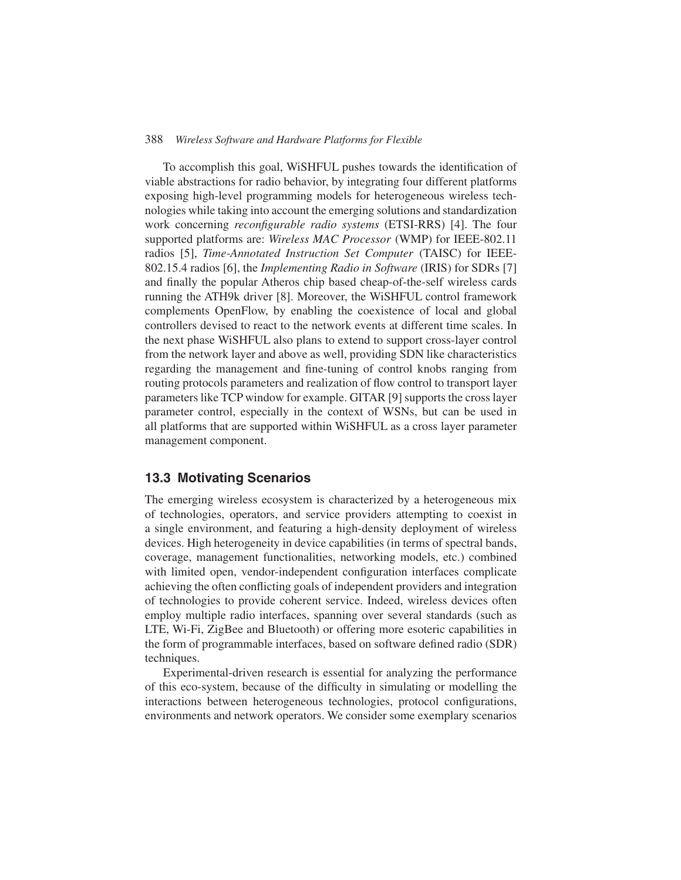To accomplish this goal, WiSHFUL pushes towards the identification of viable abstractions for radio behavior, by integrating four different platforms exposing high-level programming models for heterogeneous wireless technologies while taking into account the emerging solutions and standardization work concerning *reconfigurable radio systems* (ETSI-RRS) [4]. The four supported platforms are: *Wireless MAC Processor* (WMP) for IEEE-802.11 radios [5], *Time-Annotated Instruction Set Computer* (TAISC) for IEEE-802.15.4 radios [6], the *Implementing Radio in Software* (IRIS) for SDRs [7] and finally the popular Atheros chip based cheap-of-the-self wireless cards running the ATH9k driver [8]. Moreover, the WiSHFUL control framework complements OpenFlow, by enabling the coexistence of local and global controllers devised to react to the network events at different time scales. In the next phase WiSHFUL also plans to extend to support cross-layer control from the network layer and above as well, providing SDN like characteristics regarding the management and fine-tuning of control knobs ranging from routing protocols parameters and realization of flow control to transport layer parameters like TCP window for example. GITAR [9] supports the cross layer parameter control, especially in the context of WSNs, but can be used in all platforms that are supported within WiSHFUL as a cross layer parameter management component.

## 13.3 Motivating Scenarios

The emerging wireless ecosystem is characterized by a heterogeneous mix of technologies, operators, and service providers attempting to coexist in a single environment, and featuring a high-density deployment of wireless devices. High heterogeneity in device capabilities (in terms of spectral bands, coverage, management functionalities, networking models, etc.) combined with limited open, vendor-independent configuration interfaces complicate achieving the often conflicting goals of independent providers and integration of technologies to provide coherent service. Indeed, wireless devices often employ multiple radio interfaces, spanning over several standards (such as LTE, Wi-Fi, ZigBee and Bluetooth) or offering more esoteric capabilities in the form of programmable interfaces, based on software defined radio (SDR) techniques.

Experimental-driven research is essential for analyzing the performance of this eco-system, because of the difficulty in simulating or modelling the interactions between heterogeneous technologies, protocol configurations, environments and network operators. We consider some exemplary scenarios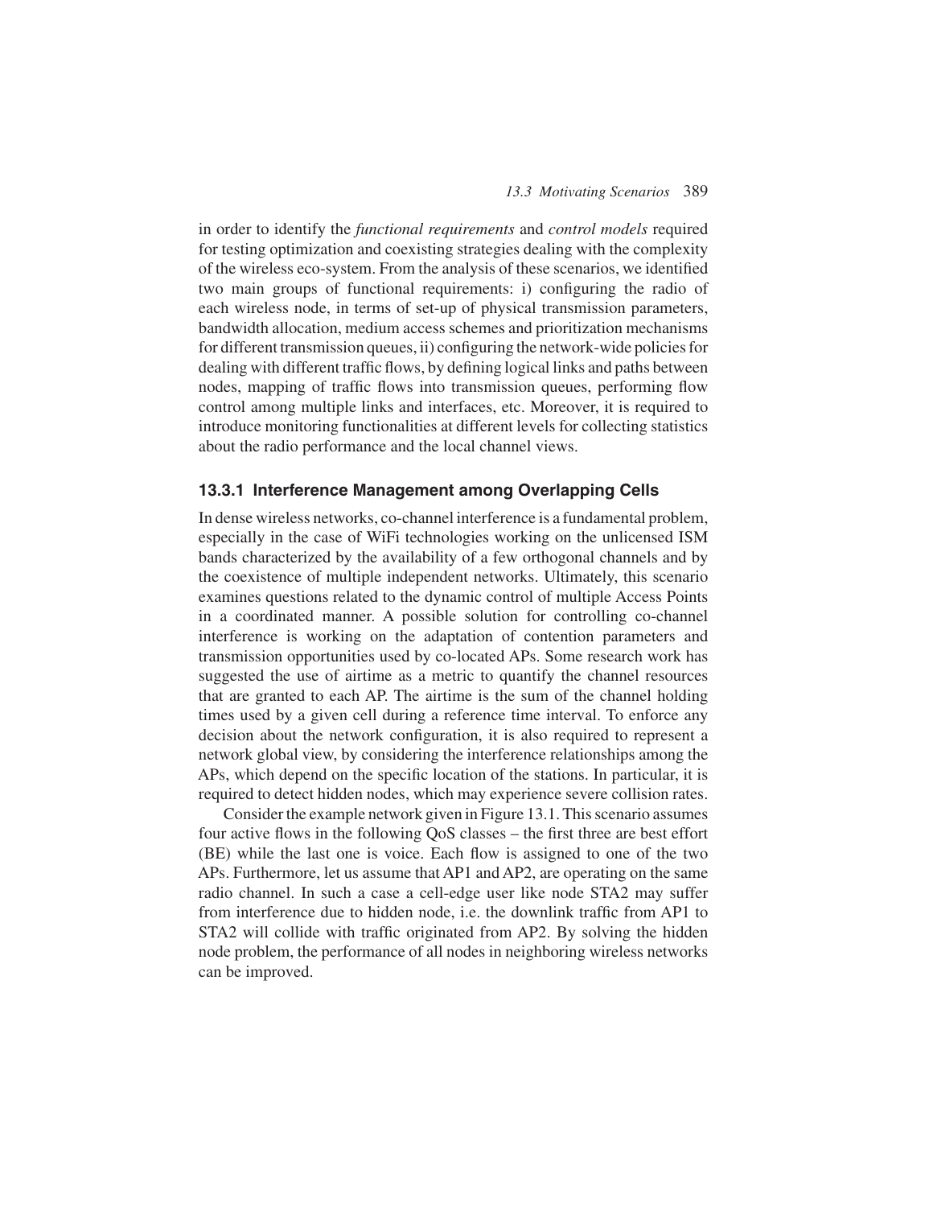in order to identify the *functional requirements* and *control models* required for testing optimization and coexisting strategies dealing with the complexity of the wireless eco-system. From the analysis of these scenarios, we identified two main groups of functional requirements: i) configuring the radio of each wireless node, in terms of set-up of physical transmission parameters, bandwidth allocation, medium access schemes and prioritization mechanisms for different transmission queues, ii) configuring the network-wide policies for dealing with different traffic flows, by defining logical links and paths between nodes, mapping of traffic flows into transmission queues, performing flow control among multiple links and interfaces, etc. Moreover, it is required to introduce monitoring functionalities at different levels for collecting statistics about the radio performance and the local channel views.

### 13.3.1 Interference Management among Overlapping Cells

In dense wireless networks, co-channel interference is a fundamental problem, especially in the case of WiFi technologies working on the unlicensed ISM bands characterized by the availability of a few orthogonal channels and by the coexistence of multiple independent networks. Ultimately, this scenario examines questions related to the dynamic control of multiple Access Points in a coordinated manner. A possible solution for controlling co-channel interference is working on the adaptation of contention parameters and transmission opportunities used by co-located APs. Some research work has suggested the use of airtime as a metric to quantify the channel resources that are granted to each AP. The airtime is the sum of the channel holding times used by a given cell during a reference time interval. To enforce any decision about the network configuration, it is also required to represent a network global view, by considering the interference relationships among the APs, which depend on the specific location of the stations. In particular, it is required to detect hidden nodes, which may experience severe collision rates.

Consider the example network given in Figure 13.1. This scenario assumes four active flows in the following QoS classes – the first three are best effort (BE) while the last one is voice. Each flow is assigned to one of the two APs. Furthermore, let us assume that AP1 and AP2, are operating on the same radio channel. In such a case a cell-edge user like node STA2 may suffer from interference due to hidden node, i.e. the downlink traffic from AP1 to STA2 will collide with traffic originated from AP2. By solving the hidden node problem, the performance of all nodes in neighboring wireless networks can be improved.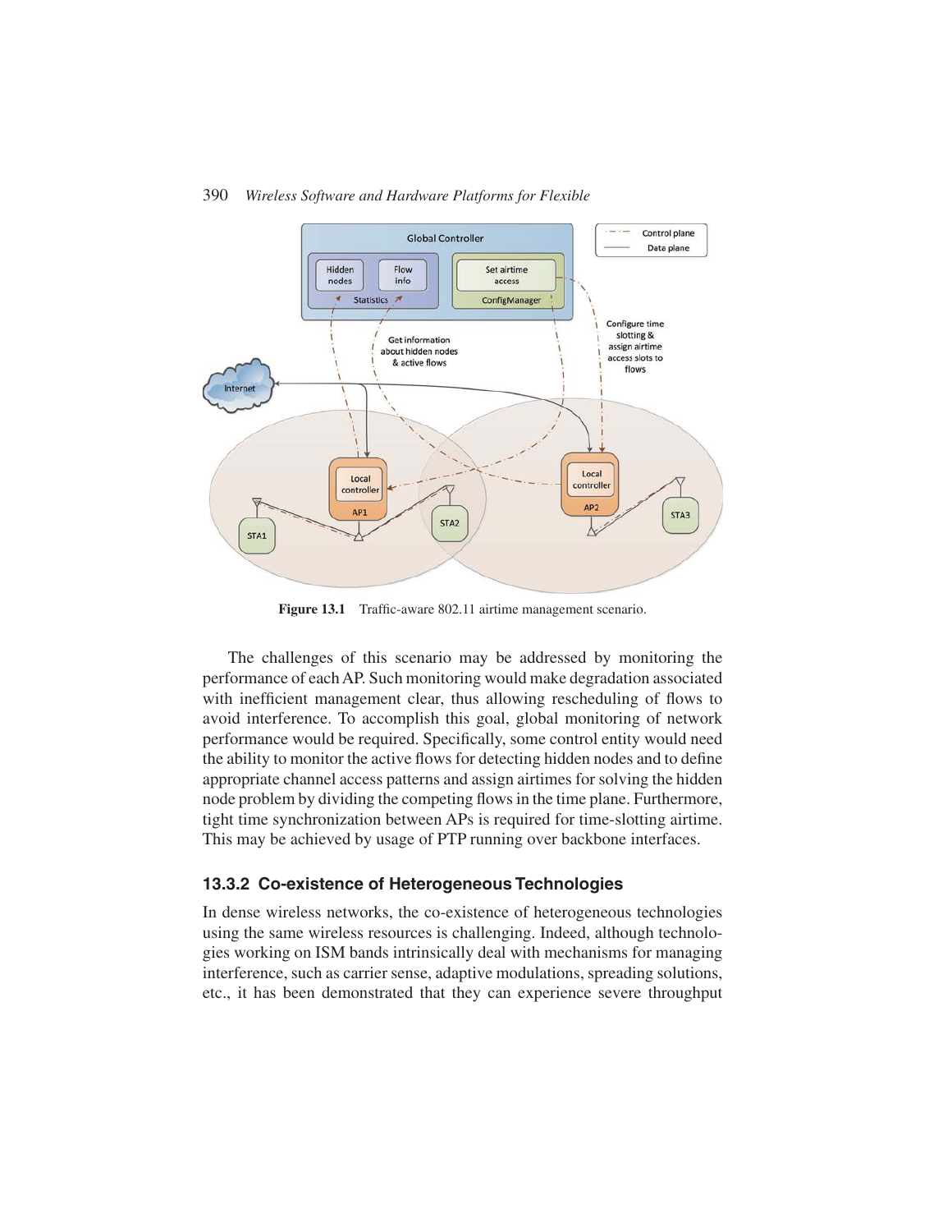Figure 13.1 Traffic-aware 802.11 airtime management scenario.

The challenges of this scenario may be addressed by monitoring the performance of each AP. Such monitoring would make degradation associated with inefficient management clear, thus allowing rescheduling of flows to avoid interference. To accomplish this goal, global monitoring of network performance would be required. Specifically, some control entity would need the ability to monitor the active flows for detecting hidden nodes and to define appropriate channel access patterns and assign airtimes for solving the hidden node problem by dividing the competing flows in the time plane. Furthermore, tight time synchronization between APs is required for time-slotting airtime. This may be achieved by usage of PTP running over backbone interfaces.

### 13.3.2 Co-existence of Heterogeneous Technologies

In dense wireless networks, the co-existence of heterogeneous technologies using the same wireless resources is challenging. Indeed, although technologies working on ISM bands intrinsically deal with mechanisms for managing interference, such as carrier sense, adaptive modulations, spreading solutions, etc., it has been demonstrated that they can experience severe throughput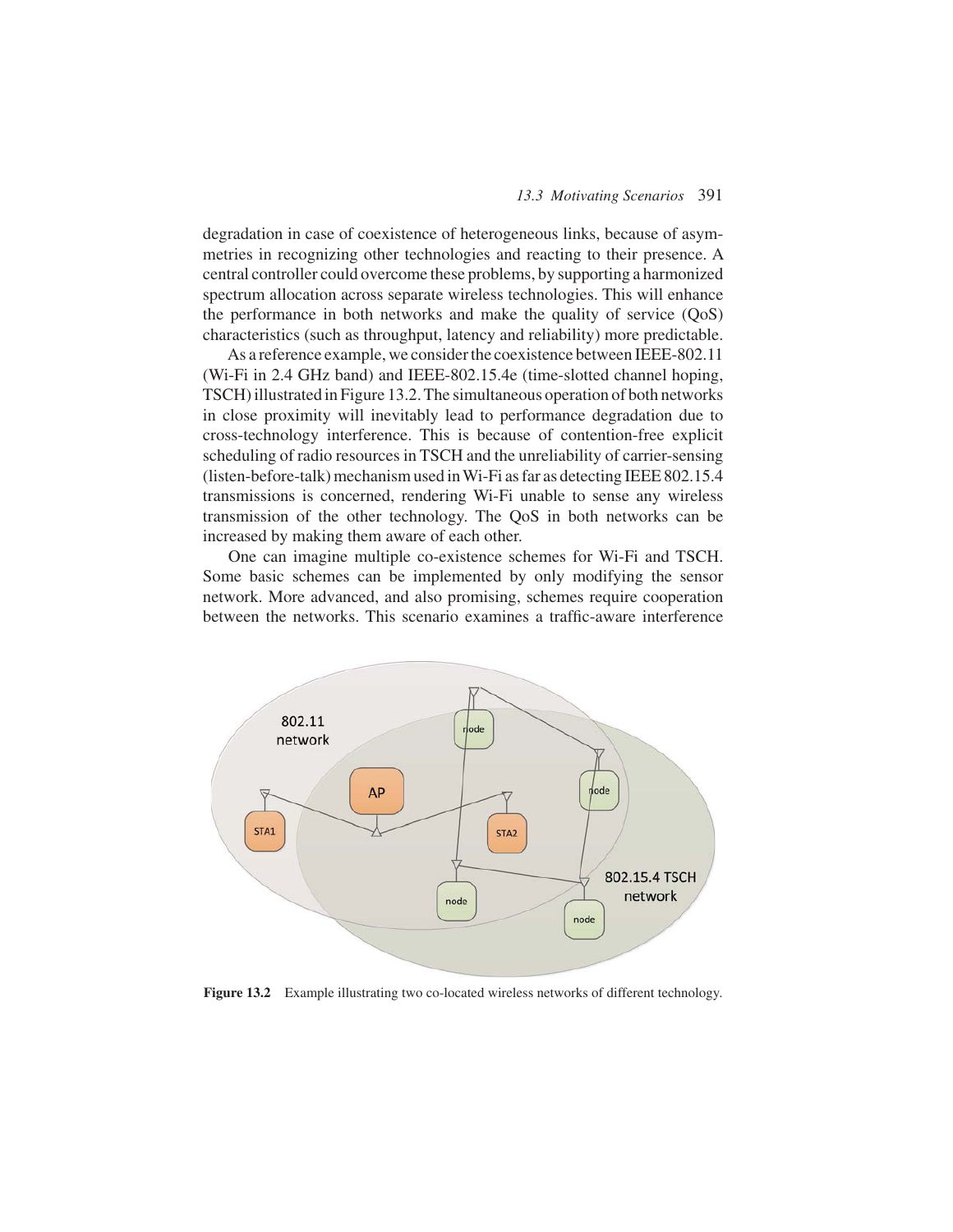degradation in case of coexistence of heterogeneous links, because of asymmetries in recognizing other technologies and reacting to their presence. A central controller could overcome these problems, by supporting a harmonized spectrum allocation across separate wireless technologies. This will enhance the performance in both networks and make the quality of service (QoS) characteristics (such as throughput, latency and reliability) more predictable.

As a reference example, we consider the coexistence between IEEE-802.11 (Wi-Fi in 2.4 GHz band) and IEEE-802.15.4e (time-slotted channel hoping, TSCH) illustrated in Figure 13.2. The simultaneous operation of both networks in close proximity will inevitably lead to performance degradation due to cross-technology interference. This is because of contention-free explicit scheduling of radio resources in TSCH and the unreliability of carrier-sensing (listen-before-talk) mechanism used in Wi-Fi as far as detecting IEEE 802.15.4 transmissions is concerned, rendering Wi-Fi unable to sense any wireless transmission of the other technology. The QoS in both networks can be increased by making them aware of each other.

One can imagine multiple co-existence schemes for Wi-Fi and TSCH. Some basic schemes can be implemented by only modifying the sensor network. More advanced, and also promising, schemes require cooperation between the networks. This scenario examines a traffic-aware interference

**Figure 13.2** Example illustrating two co-located wireless networks of different technology.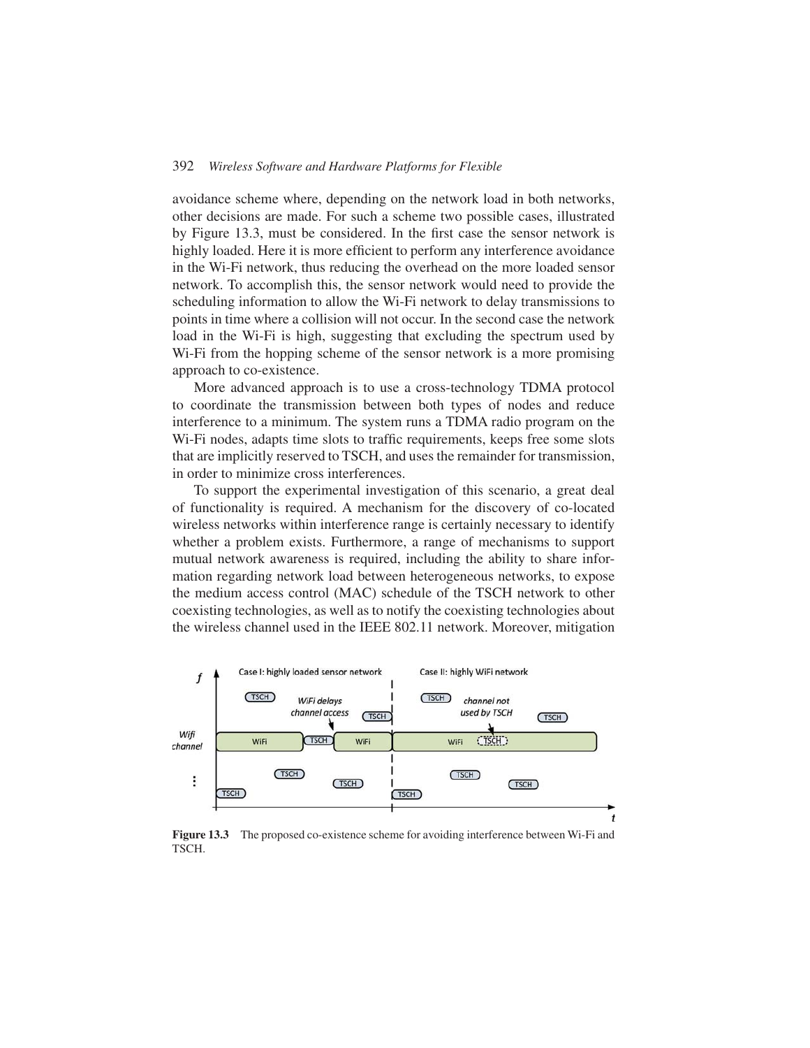avoidance scheme where, depending on the network load in both networks, other decisions are made. For such a scheme two possible cases, illustrated by Figure 13.3, must be considered. In the first case the sensor network is highly loaded. Here it is more efficient to perform any interference avoidance in the Wi-Fi network, thus reducing the overhead on the more loaded sensor network. To accomplish this, the sensor network would need to provide the scheduling information to allow the Wi-Fi network to delay transmissions to points in time where a collision will not occur. In the second case the network load in the Wi-Fi is high, suggesting that excluding the spectrum used by Wi-Fi from the hopping scheme of the sensor network is a more promising approach to co-existence.

More advanced approach is to use a cross-technology TDMA protocol to coordinate the transmission between both types of nodes and reduce interference to a minimum. The system runs a TDMA radio program on the Wi-Fi nodes, adapts time slots to traffic requirements, keeps free some slots that are implicitly reserved to TSCH, and uses the remainder for transmission, in order to minimize cross interferences.

To support the experimental investigation of this scenario, a great deal of functionality is required. A mechanism for the discovery of co-located wireless networks within interference range is certainly necessary to identify whether a problem exists. Furthermore, a range of mechanisms to support mutual network awareness is required, including the ability to share information regarding network load between heterogeneous networks, to expose the medium access control (MAC) schedule of the TSCH network to other coexisting technologies, as well as to notify the coexisting technologies about the wireless channel used in the IEEE 802.11 network. Moreover, mitigation

**Figure 13.3** The proposed co-existence scheme for avoiding interference between Wi-Fi and TSCH.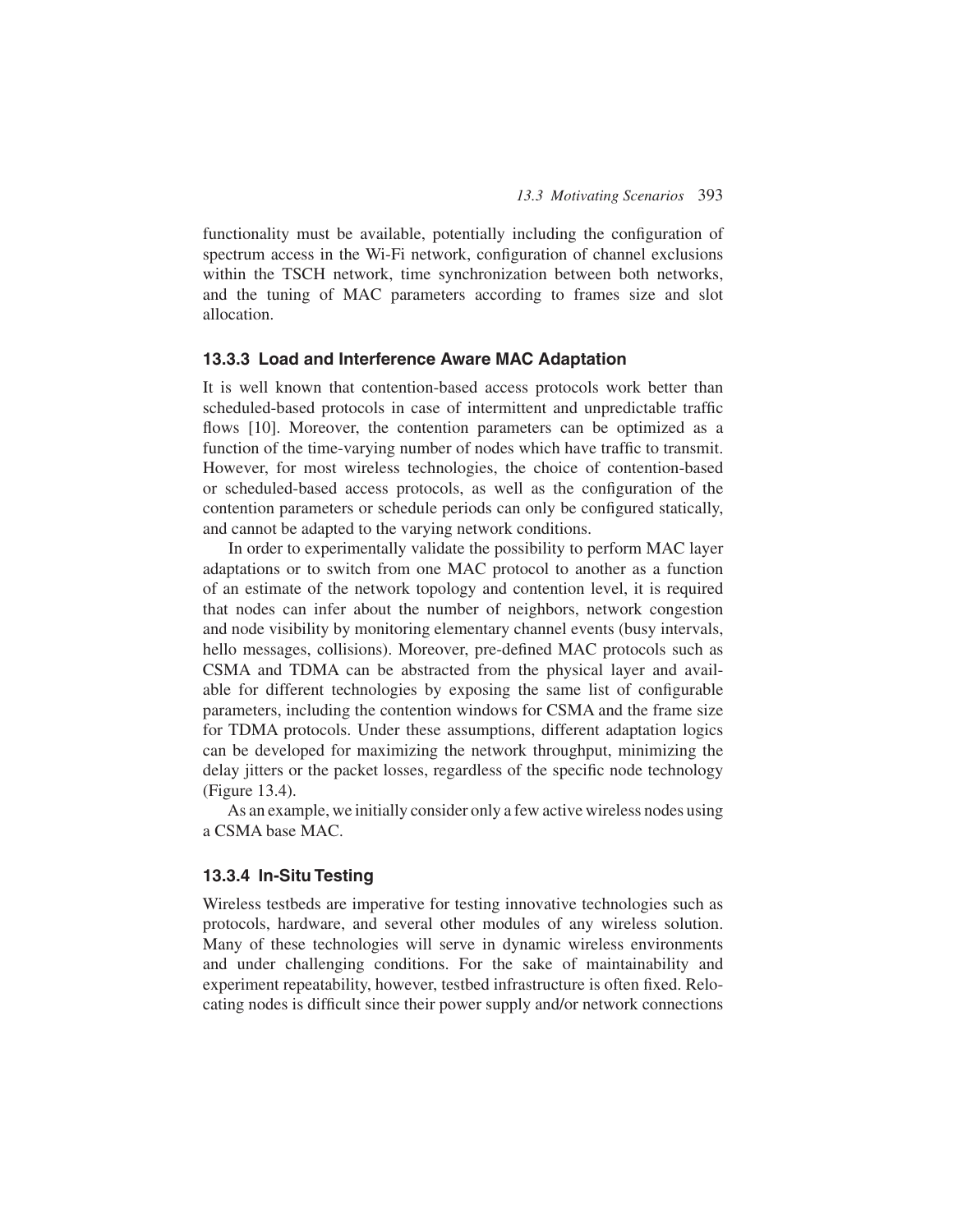functionality must be available, potentially including the configuration of spectrum access in the Wi-Fi network, configuration of channel exclusions within the TSCH network, time synchronization between both networks, and the tuning of MAC parameters according to frames size and slot allocation.

### 13.3.3 Load and Interference Aware MAC Adaptation

It is well known that contention-based access protocols work better than scheduled-based protocols in case of intermittent and unpredictable traffic flows [10]. Moreover, the contention parameters can be optimized as a function of the time-varying number of nodes which have traffic to transmit. However, for most wireless technologies, the choice of contention-based or scheduled-based access protocols, as well as the configuration of the contention parameters or schedule periods can only be configured statically, and cannot be adapted to the varying network conditions.

In order to experimentally validate the possibility to perform MAC layer adaptations or to switch from one MAC protocol to another as a function of an estimate of the network topology and contention level, it is required that nodes can infer about the number of neighbors, network congestion and node visibility by monitoring elementary channel events (busy intervals, hello messages, collisions). Moreover, pre-defined MAC protocols such as CSMA and TDMA can be abstracted from the physical layer and available for different technologies by exposing the same list of configurable parameters, including the contention windows for CSMA and the frame size for TDMA protocols. Under these assumptions, different adaptation logics can be developed for maximizing the network throughput, minimizing the delay jitters or the packet losses, regardless of the specific node technology (Figure 13.4).

As an example, we initially consider only a few active wireless nodes using a CSMA base MAC.

### 13.3.4 In-Situ Testing

Wireless testbeds are imperative for testing innovative technologies such as protocols, hardware, and several other modules of any wireless solution. Many of these technologies will serve in dynamic wireless environments and under challenging conditions. For the sake of maintainability and experiment repeatability, however, testbed infrastructure is often fixed. Relocating nodes is difficult since their power supply and/or network connections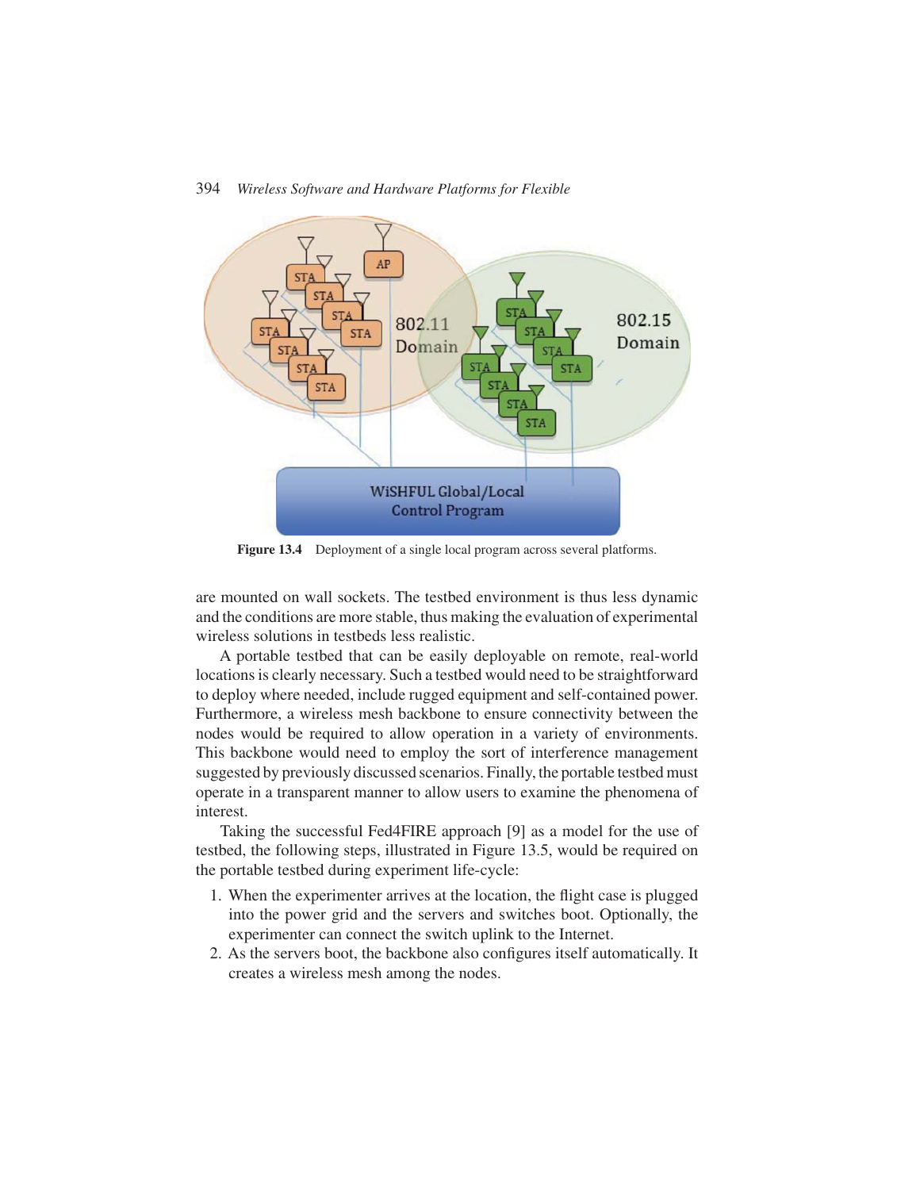**Figure 13.4** Deployment of a single local program across several platforms.

are mounted on wall sockets. The testbed environment is thus less dynamic and the conditions are more stable, thus making the evaluation of experimental wireless solutions in testbeds less realistic.

A portable testbed that can be easily deployable on remote, real-world locations is clearly necessary. Such a testbed would need to be straightforward to deploy where needed, include rugged equipment and self-contained power. Furthermore, a wireless mesh backbone to ensure connectivity between the nodes would be required to allow operation in a variety of environments. This backbone would need to employ the sort of interference management suggested by previously discussed scenarios. Finally, the portable testbed must operate in a transparent manner to allow users to examine the phenomena of interest.

Taking the successful Fed4FIRE approach [9] as a model for the use of testbed, the following steps, illustrated in Figure 13.5, would be required on the portable testbed during experiment life-cycle:

1. When the experimenter arrives at the location, the flight case is plugged into the power grid and the servers and switches boot. Optionally, the experimenter can connect the switch uplink to the Internet.
2. As the servers boot, the backbone also configures itself automatically. It creates a wireless mesh among the nodes.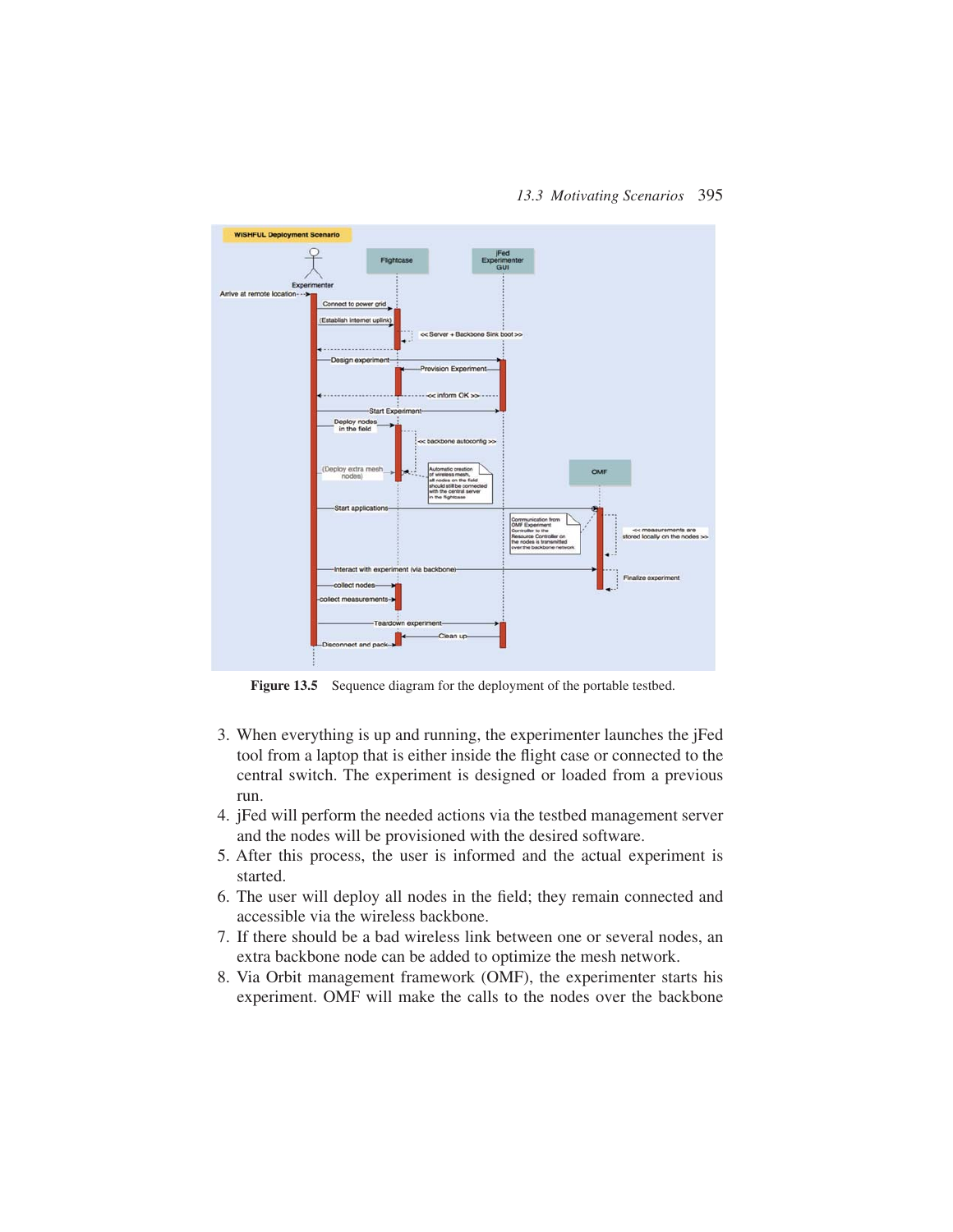Figure 13.5 Sequence diagram for the deployment of the portable testbed.

3. When everything is up and running, the experimenter launches the jFed tool from a laptop that is either inside the flight case or connected to the central switch. The experiment is designed or loaded from a previous run.
4. jFed will perform the needed actions via the testbed management server and the nodes will be provisioned with the desired software.
5. After this process, the user is informed and the actual experiment is started.
6. The user will deploy all nodes in the field; they remain connected and accessible via the wireless backbone.
7. If there should be a bad wireless link between one or several nodes, an extra backbone node can be added to optimize the mesh network.
8. Via Orbit management framework (OMF), the experimenter starts his experiment. OMF will make the calls to the nodes over the backbone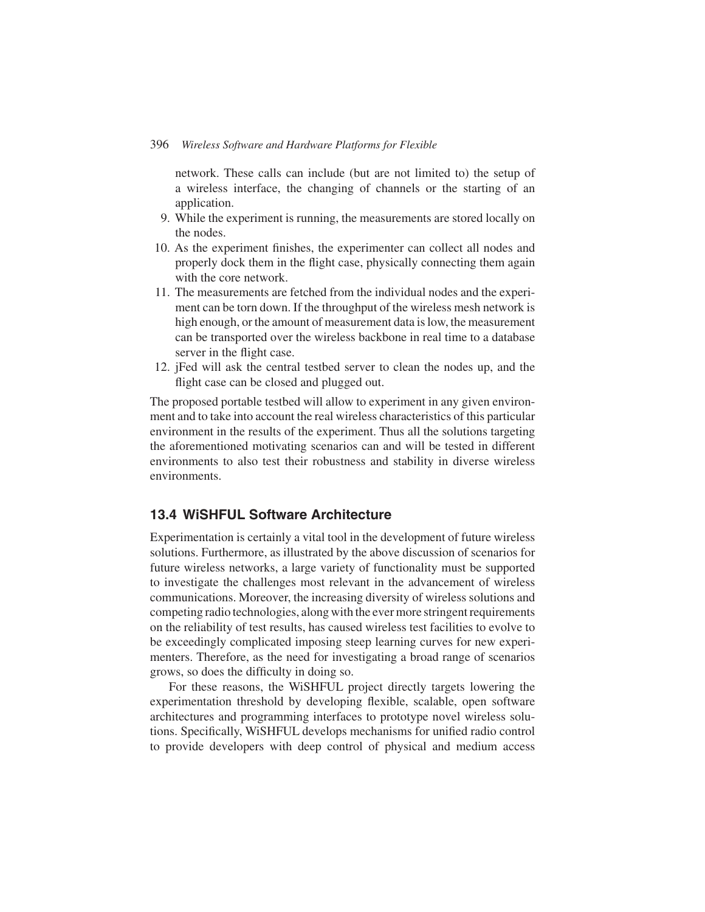network. These calls can include (but are not limited to) the setup of a wireless interface, the changing of channels or the starting of an application.

9. While the experiment is running, the measurements are stored locally on the nodes.
10. As the experiment finishes, the experimenter can collect all nodes and properly dock them in the flight case, physically connecting them again with the core network.
11. The measurements are fetched from the individual nodes and the experiment can be torn down. If the throughput of the wireless mesh network is high enough, or the amount of measurement data is low, the measurement can be transported over the wireless backbone in real time to a database server in the flight case.
12. jFed will ask the central testbed server to clean the nodes up, and the flight case can be closed and plugged out.

The proposed portable testbed will allow to experiment in any given environment and to take into account the real wireless characteristics of this particular environment in the results of the experiment. Thus all the solutions targeting the aforementioned motivating scenarios can and will be tested in different environments to also test their robustness and stability in diverse wireless environments.

## 13.4 WiSHFUL Software Architecture

Experimentation is certainly a vital tool in the development of future wireless solutions. Furthermore, as illustrated by the above discussion of scenarios for future wireless networks, a large variety of functionality must be supported to investigate the challenges most relevant in the advancement of wireless communications. Moreover, the increasing diversity of wireless solutions and competing radio technologies, along with the ever more stringent requirements on the reliability of test results, has caused wireless test facilities to evolve to be exceedingly complicated imposing steep learning curves for new experimenters. Therefore, as the need for investigating a broad range of scenarios grows, so does the difficulty in doing so.

For these reasons, the WiSHFUL project directly targets lowering the experimentation threshold by developing flexible, scalable, open software architectures and programming interfaces to prototype novel wireless solutions. Specifically, WiSHFUL develops mechanisms for unified radio control to provide developers with deep control of physical and medium access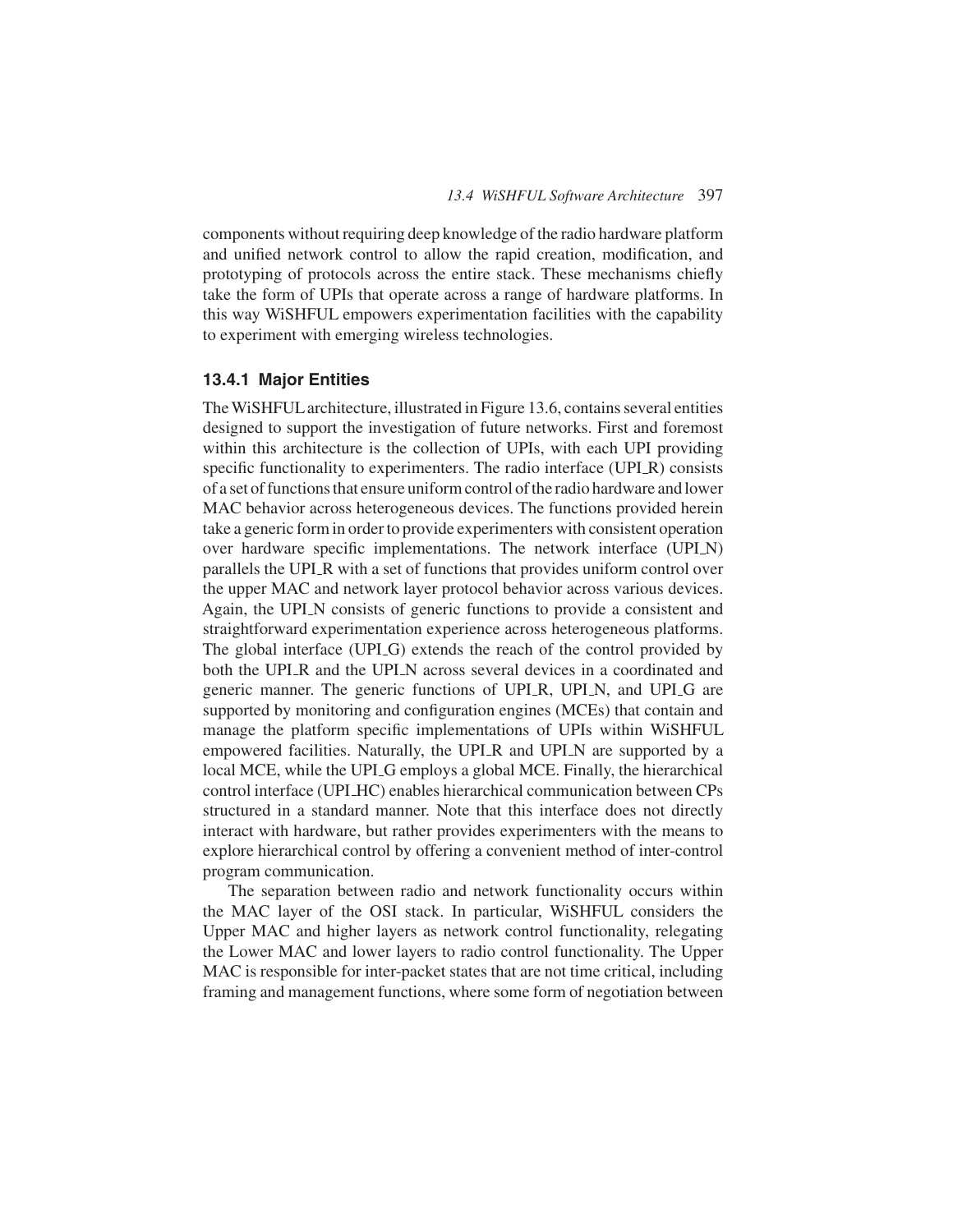components without requiring deep knowledge of the radio hardware platform and unified network control to allow the rapid creation, modification, and prototyping of protocols across the entire stack. These mechanisms chiefly take the form of UPIs that operate across a range of hardware platforms. In this way WiSHFUL empowers experimentation facilities with the capability to experiment with emerging wireless technologies.

### 13.4.1 Major Entities

The WiSHFUL architecture, illustrated in Figure 13.6, contains several entities designed to support the investigation of future networks. First and foremost within this architecture is the collection of UPIs, with each UPI providing specific functionality to experimenters. The radio interface (UPI_R) consists of a set of functions that ensure uniform control of the radio hardware and lower MAC behavior across heterogeneous devices. The functions provided herein take a generic form in order to provide experimenters with consistent operation over hardware specific implementations. The network interface (UPI_N) parallels the UPI_R with a set of functions that provides uniform control over the upper MAC and network layer protocol behavior across various devices. Again, the UPI_N consists of generic functions to provide a consistent and straightforward experimentation experience across heterogeneous platforms. The global interface (UPI_G) extends the reach of the control provided by both the UPI_R and the UPI_N across several devices in a coordinated and generic manner. The generic functions of UPI_R, UPI_N, and UPI_G are supported by monitoring and configuration engines (MCEs) that contain and manage the platform specific implementations of UPIs within WiSHFUL empowered facilities. Naturally, the UPI_R and UPI_N are supported by a local MCE, while the UPI_G employs a global MCE. Finally, the hierarchical control interface (UPI_HC) enables hierarchical communication between CPs structured in a standard manner. Note that this interface does not directly interact with hardware, but rather provides experimenters with the means to explore hierarchical control by offering a convenient method of inter-control program communication.

The separation between radio and network functionality occurs within the MAC layer of the OSI stack. In particular, WiSHFUL considers the Upper MAC and higher layers as network control functionality, relegating the Lower MAC and lower layers to radio control functionality. The Upper MAC is responsible for inter-packet states that are not time critical, including framing and management functions, where some form of negotiation between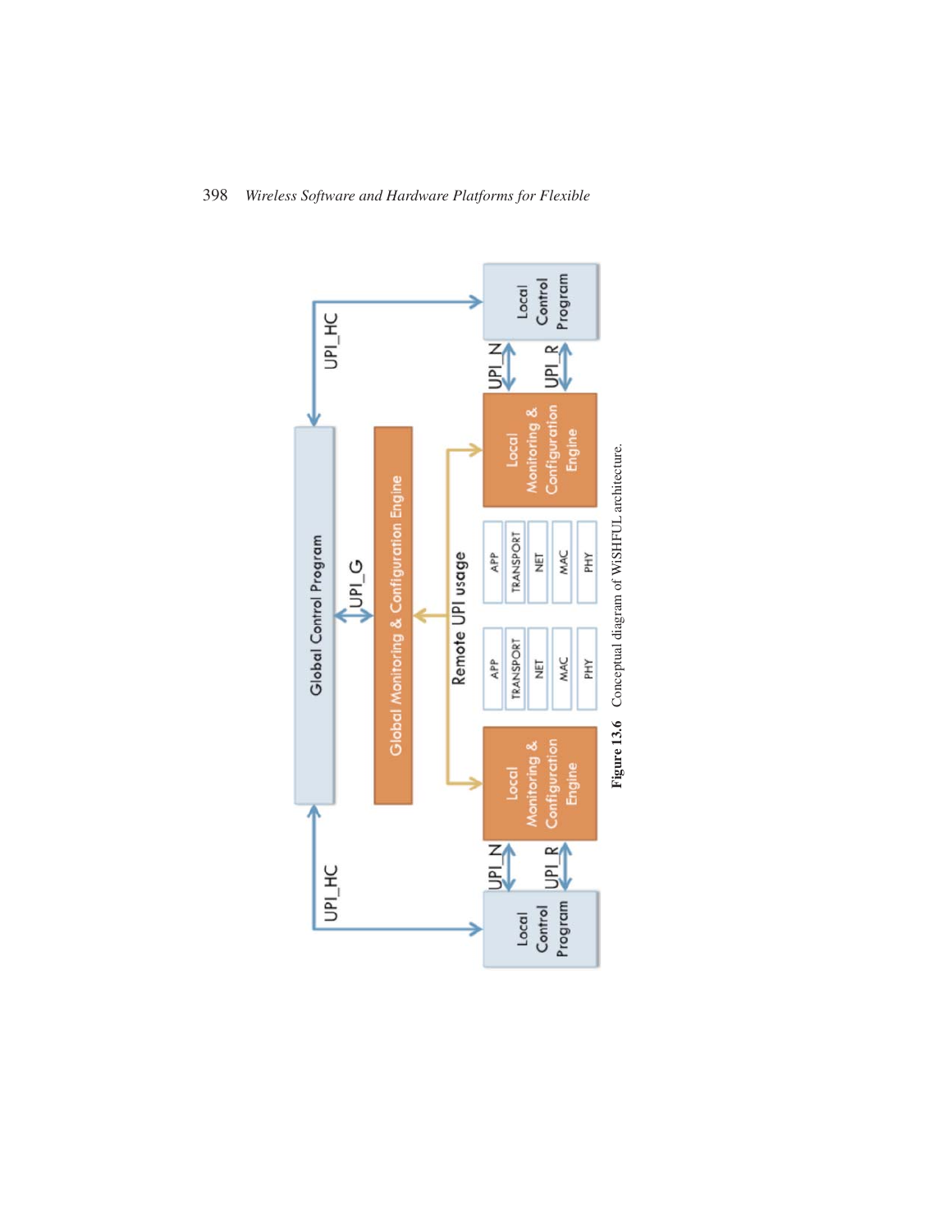Figure 13.6 Conceptual diagram of WiSHFUL architecture.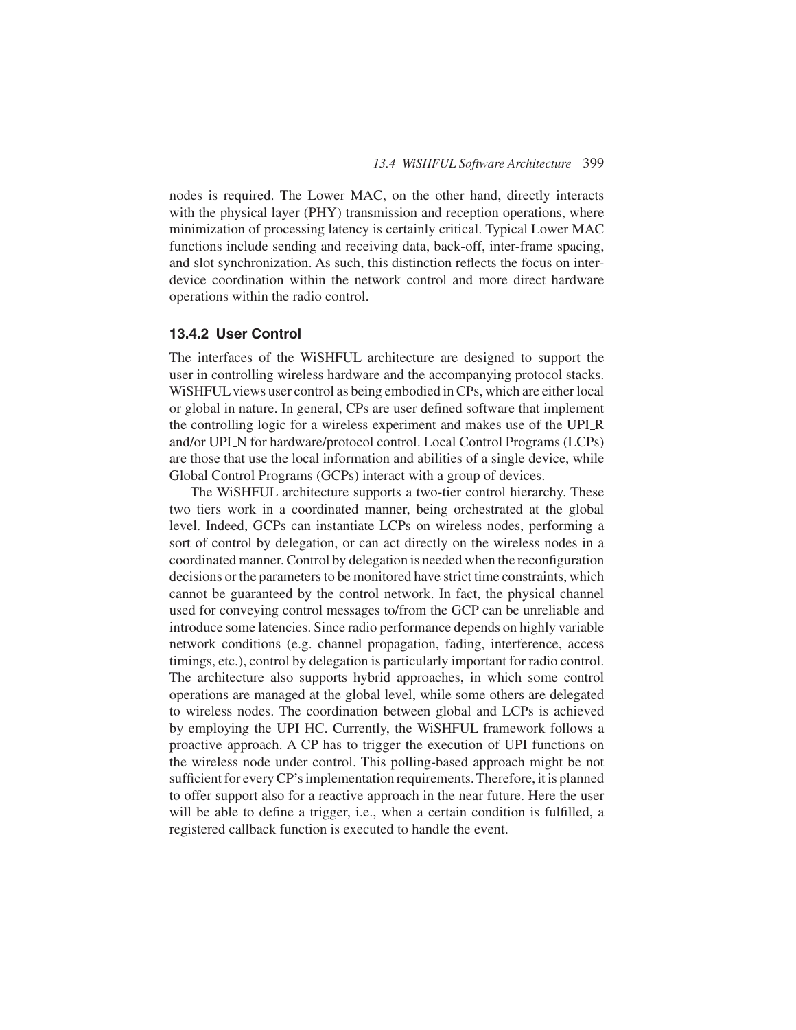nodes is required. The Lower MAC, on the other hand, directly interacts with the physical layer (PHY) transmission and reception operations, where minimization of processing latency is certainly critical. Typical Lower MAC functions include sending and receiving data, back-off, inter-frame spacing, and slot synchronization. As such, this distinction reflects the focus on inter-device coordination within the network control and more direct hardware operations within the radio control.

### 13.4.2 User Control

The interfaces of the WiSHFUL architecture are designed to support the user in controlling wireless hardware and the accompanying protocol stacks. WiSHFUL views user control as being embodied in CPs, which are either local or global in nature. In general, CPs are user defined software that implement the controlling logic for a wireless experiment and makes use of the UPI_R and/or UPI_N for hardware/protocol control. Local Control Programs (LCPs) are those that use the local information and abilities of a single device, while Global Control Programs (GCPs) interact with a group of devices.

The WiSHFUL architecture supports a two-tier control hierarchy. These two tiers work in a coordinated manner, being orchestrated at the global level. Indeed, GCPs can instantiate LCPs on wireless nodes, performing a sort of control by delegation, or can act directly on the wireless nodes in a coordinated manner. Control by delegation is needed when the reconfiguration decisions or the parameters to be monitored have strict time constraints, which cannot be guaranteed by the control network. In fact, the physical channel used for conveying control messages to/from the GCP can be unreliable and introduce some latencies. Since radio performance depends on highly variable network conditions (e.g. channel propagation, fading, interference, access timings, etc.), control by delegation is particularly important for radio control. The architecture also supports hybrid approaches, in which some control operations are managed at the global level, while some others are delegated to wireless nodes. The coordination between global and LCPs is achieved by employing the UPI_HC. Currently, the WiSHFUL framework follows a proactive approach. A CP has to trigger the execution of UPI functions on the wireless node under control. This polling-based approach might be not sufficient for every CP's implementation requirements. Therefore, it is planned to offer support also for a reactive approach in the near future. Here the user will be able to define a trigger, i.e., when a certain condition is fulfilled, a registered callback function is executed to handle the event.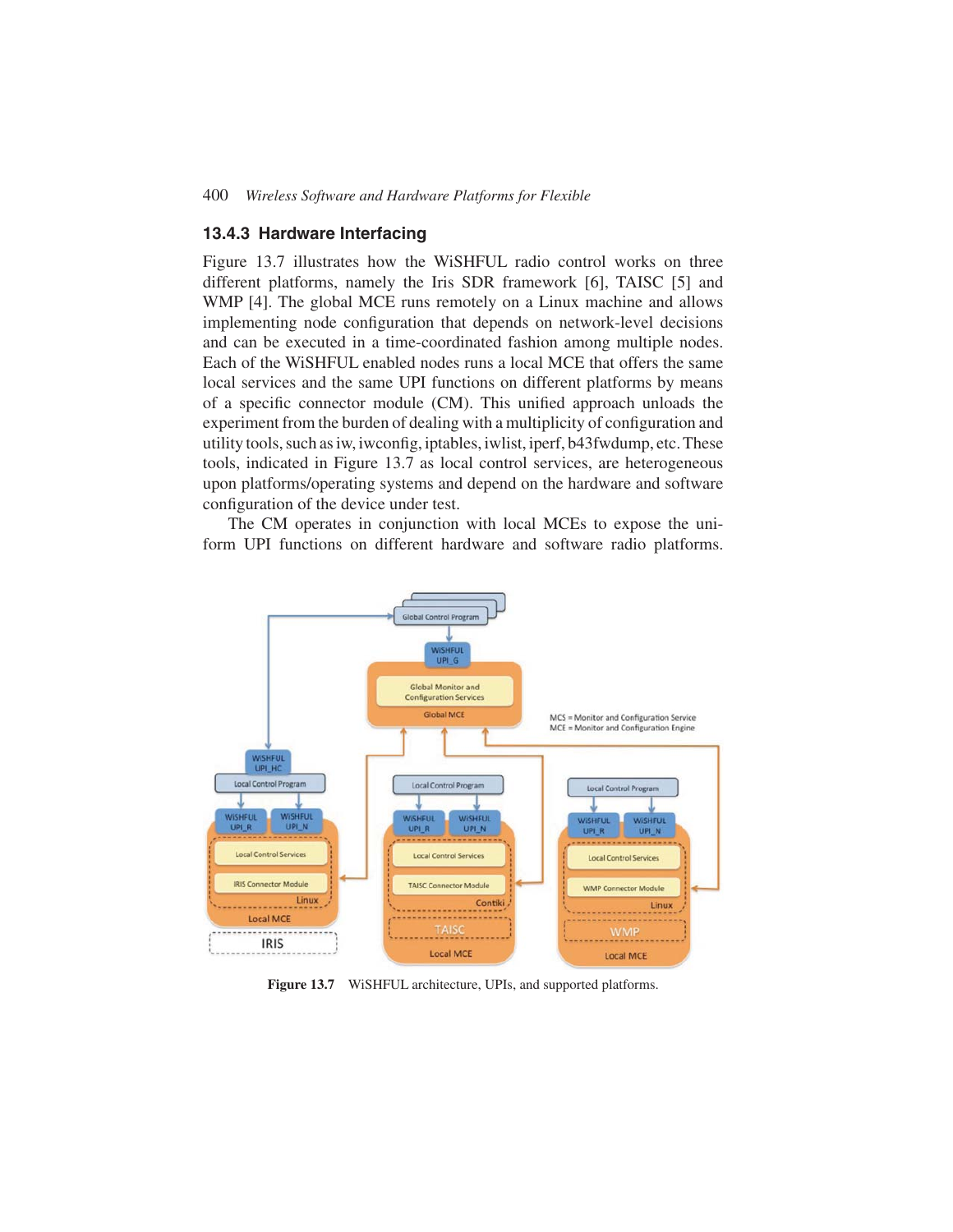### 13.4.3 Hardware Interfacing

Figure 13.7 illustrates how the WiSHFUL radio control works on three different platforms, namely the Iris SDR framework [6], TAISC [5] and WMP [4]. The global MCE runs remotely on a Linux machine and allows implementing node configuration that depends on network-level decisions and can be executed in a time-coordinated fashion among multiple nodes. Each of the WiSHFUL enabled nodes runs a local MCE that offers the same local services and the same UPI functions on different platforms by means of a specific connector module (CM). This unified approach unloads the experiment from the burden of dealing with a multiplicity of configuration and utility tools, such as iw, iwconfig, iptables, iwlist, iperf, b43fwdump, etc. These tools, indicated in Figure 13.7 as local control services, are heterogeneous upon platforms/operating systems and depend on the hardware and software configuration of the device under test.

The CM operates in conjunction with local MCEs to expose the uniform UPI functions on different hardware and software radio platforms.

**Figure 13.7** WiSHFUL architecture, UPIs, and supported platforms.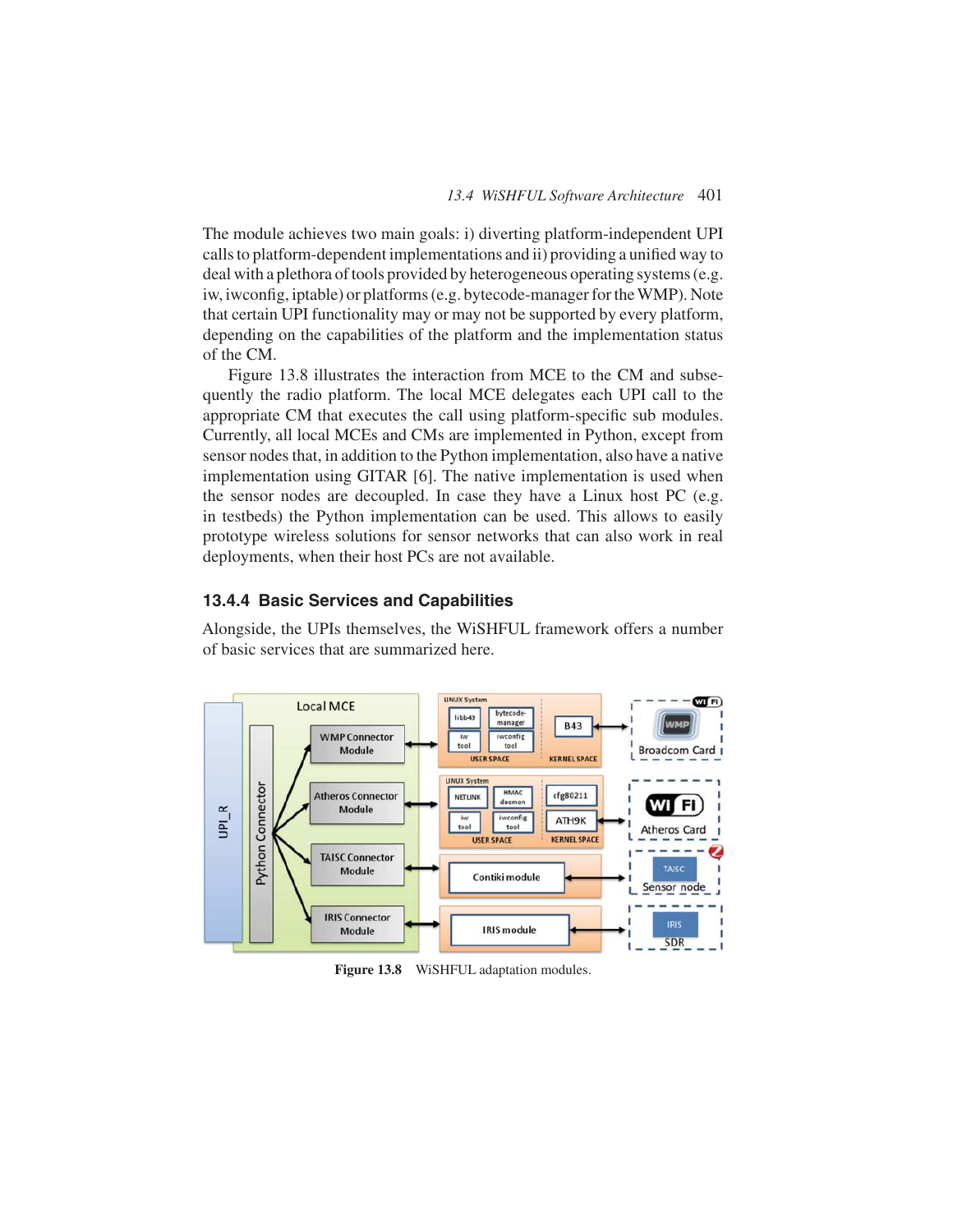The module achieves two main goals: i) diverting platform-independent UPI calls to platform-dependent implementations and ii) providing a unified way to deal with a plethora of tools provided by heterogeneous operating systems (e.g. iw, iwconfig, iptable) or platforms (e.g. bytecode-manager for the WMP). Note that certain UPI functionality may or may not be supported by every platform, depending on the capabilities of the platform and the implementation status of the CM.

Figure 13.8 illustrates the interaction from MCE to the CM and subsequently the radio platform. The local MCE delegates each UPI call to the appropriate CM that executes the call using platform-specific sub modules. Currently, all local MCEs and CMs are implemented in Python, except from sensor nodes that, in addition to the Python implementation, also have a native implementation using GITAR [6]. The native implementation is used when the sensor nodes are decoupled. In case they have a Linux host PC (e.g. in testbeds) the Python implementation can be used. This allows to easily prototype wireless solutions for sensor networks that can also work in real deployments, when their host PCs are not available.

### 13.4.4 Basic Services and Capabilities

Alongside, the UPIs themselves, the WiSHFUL framework offers a number of basic services that are summarized here.

**Figure 13.8** WiSHFUL adaptation modules.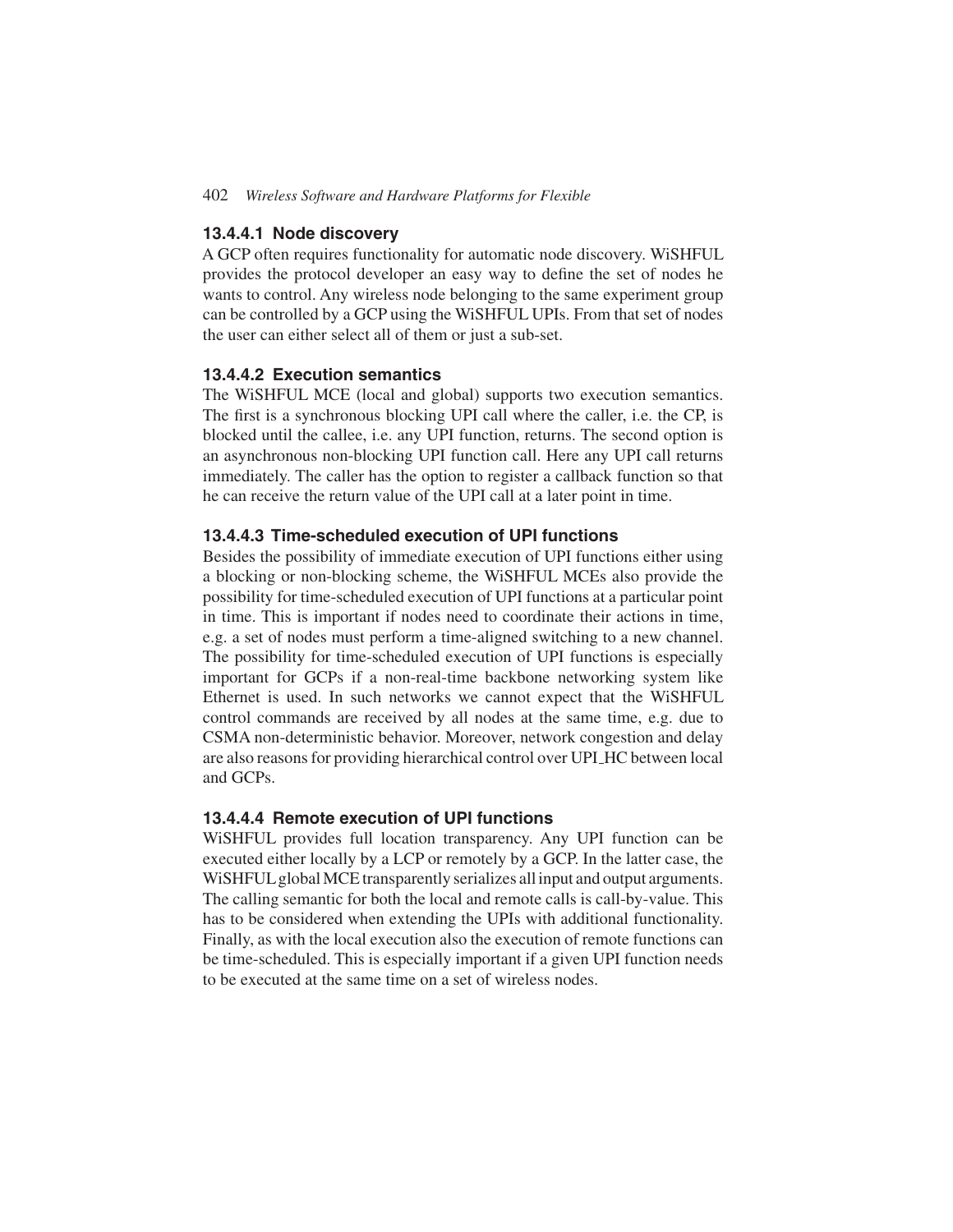#### 13.4.4.1 Node discovery

A GCP often requires functionality for automatic node discovery. WiSHFUL provides the protocol developer an easy way to define the set of nodes he wants to control. Any wireless node belonging to the same experiment group can be controlled by a GCP using the WiSHFUL UPIs. From that set of nodes the user can either select all of them or just a sub-set.

#### 13.4.4.2 Execution semantics

The WiSHFUL MCE (local and global) supports two execution semantics. The first is a synchronous blocking UPI call where the caller, i.e. the CP, is blocked until the callee, i.e. any UPI function, returns. The second option is an asynchronous non-blocking UPI function call. Here any UPI call returns immediately. The caller has the option to register a callback function so that he can receive the return value of the UPI call at a later point in time.

#### 13.4.4.3 Time-scheduled execution of UPI functions

Besides the possibility of immediate execution of UPI functions either using a blocking or non-blocking scheme, the WiSHFUL MCEs also provide the possibility for time-scheduled execution of UPI functions at a particular point in time. This is important if nodes need to coordinate their actions in time, e.g. a set of nodes must perform a time-aligned switching to a new channel. The possibility for time-scheduled execution of UPI functions is especially important for GCPs if a non-real-time backbone networking system like Ethernet is used. In such networks we cannot expect that the WiSHFUL control commands are received by all nodes at the same time, e.g. due to CSMA non-deterministic behavior. Moreover, network congestion and delay are also reasons for providing hierarchical control over UPI_HC between local and GCPs.

#### 13.4.4.4 Remote execution of UPI functions

WiSHFUL provides full location transparency. Any UPI function can be executed either locally by a LCP or remotely by a GCP. In the latter case, the WiSHFUL global MCE transparently serializes all input and output arguments. The calling semantic for both the local and remote calls is call-by-value. This has to be considered when extending the UPIs with additional functionality. Finally, as with the local execution also the execution of remote functions can be time-scheduled. This is especially important if a given UPI function needs to be executed at the same time on a set of wireless nodes.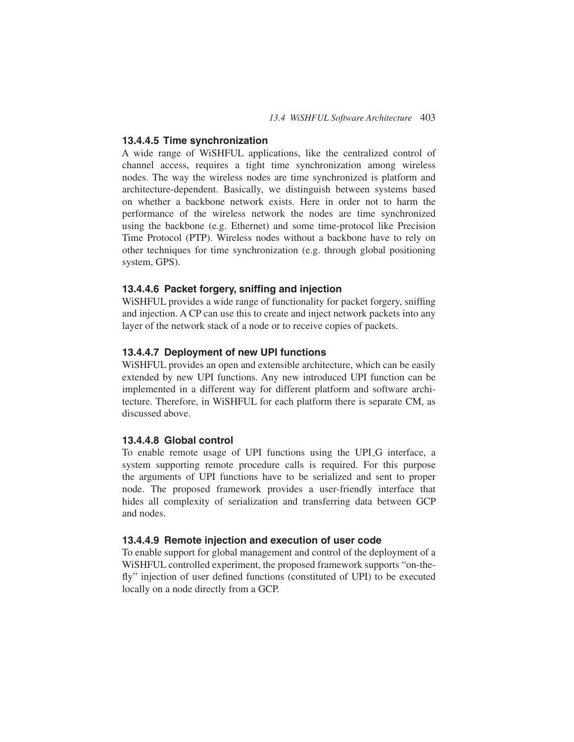#### 13.4.4.5 Time synchronization

A wide range of WiSHFUL applications, like the centralized control of channel access, requires a tight time synchronization among wireless nodes. The way the wireless nodes are time synchronized is platform and architecture-dependent. Basically, we distinguish between systems based on whether a backbone network exists. Here in order not to harm the performance of the wireless network the nodes are time synchronized using the backbone (e.g. Ethernet) and some time-protocol like Precision Time Protocol (PTP). Wireless nodes without a backbone have to rely on other techniques for time synchronization (e.g. through global positioning system, GPS).

#### 13.4.4.6 Packet forgery, sniffing and injection

WiSHFUL provides a wide range of functionality for packet forgery, sniffing and injection. A CP can use this to create and inject network packets into any layer of the network stack of a node or to receive copies of packets.

#### 13.4.4.7 Deployment of new UPI functions

WiSHFUL provides an open and extensible architecture, which can be easily extended by new UPI functions. Any new introduced UPI function can be implemented in a different way for different platform and software architecture. Therefore, in WiSHFUL for each platform there is separate CM, as discussed above.

#### 13.4.4.8 Global control

To enable remote usage of UPI functions using the UPI_G interface, a system supporting remote procedure calls is required. For this purpose the arguments of UPI functions have to be serialized and sent to proper node. The proposed framework provides a user-friendly interface that hides all complexity of serialization and transferring data between GCP and nodes.

#### 13.4.4.9 Remote injection and execution of user code

To enable support for global management and control of the deployment of a WiSHFUL controlled experiment, the proposed framework supports "on-the-fly" injection of user defined functions (constituted of UPI) to be executed locally on a node directly from a GCP.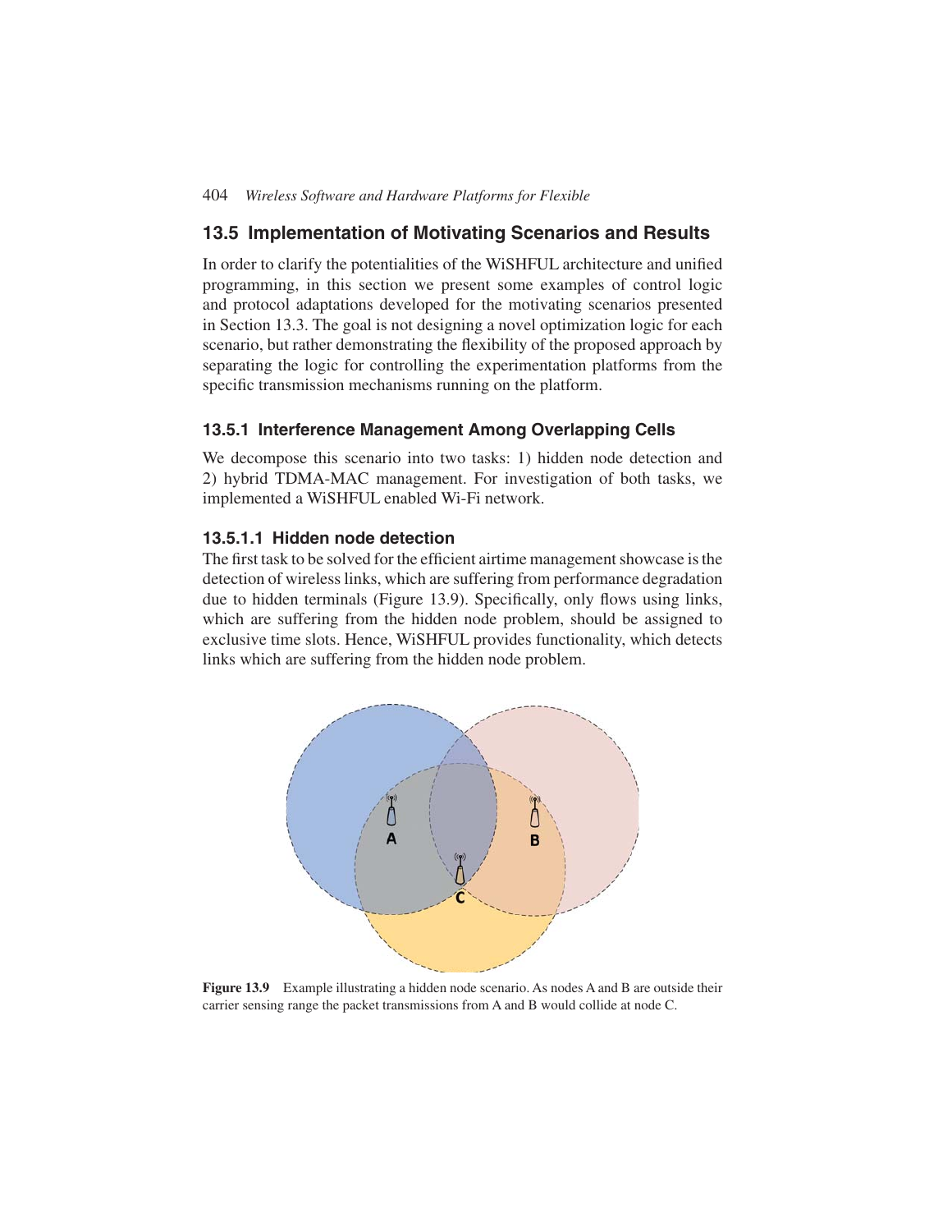## 13.5 Implementation of Motivating Scenarios and Results

In order to clarify the potentialities of the WiSHFUL architecture and unified programming, in this section we present some examples of control logic and protocol adaptations developed for the motivating scenarios presented in Section 13.3. The goal is not designing a novel optimization logic for each scenario, but rather demonstrating the flexibility of the proposed approach by separating the logic for controlling the experimentation platforms from the specific transmission mechanisms running on the platform.

### 13.5.1 Interference Management Among Overlapping Cells

We decompose this scenario into two tasks: 1) hidden node detection and 2) hybrid TDMA-MAC management. For investigation of both tasks, we implemented a WiSHFUL enabled Wi-Fi network.

#### 13.5.1.1 Hidden node detection

The first task to be solved for the efficient airtime management showcase is the detection of wireless links, which are suffering from performance degradation due to hidden terminals (Figure 13.9). Specifically, only flows using links, which are suffering from the hidden node problem, should be assigned to exclusive time slots. Hence, WiSHFUL provides functionality, which detects links which are suffering from the hidden node problem.

**Figure 13.9** Example illustrating a hidden node scenario. As nodes A and B are outside their carrier sensing range the packet transmissions from A and B would collide at node C.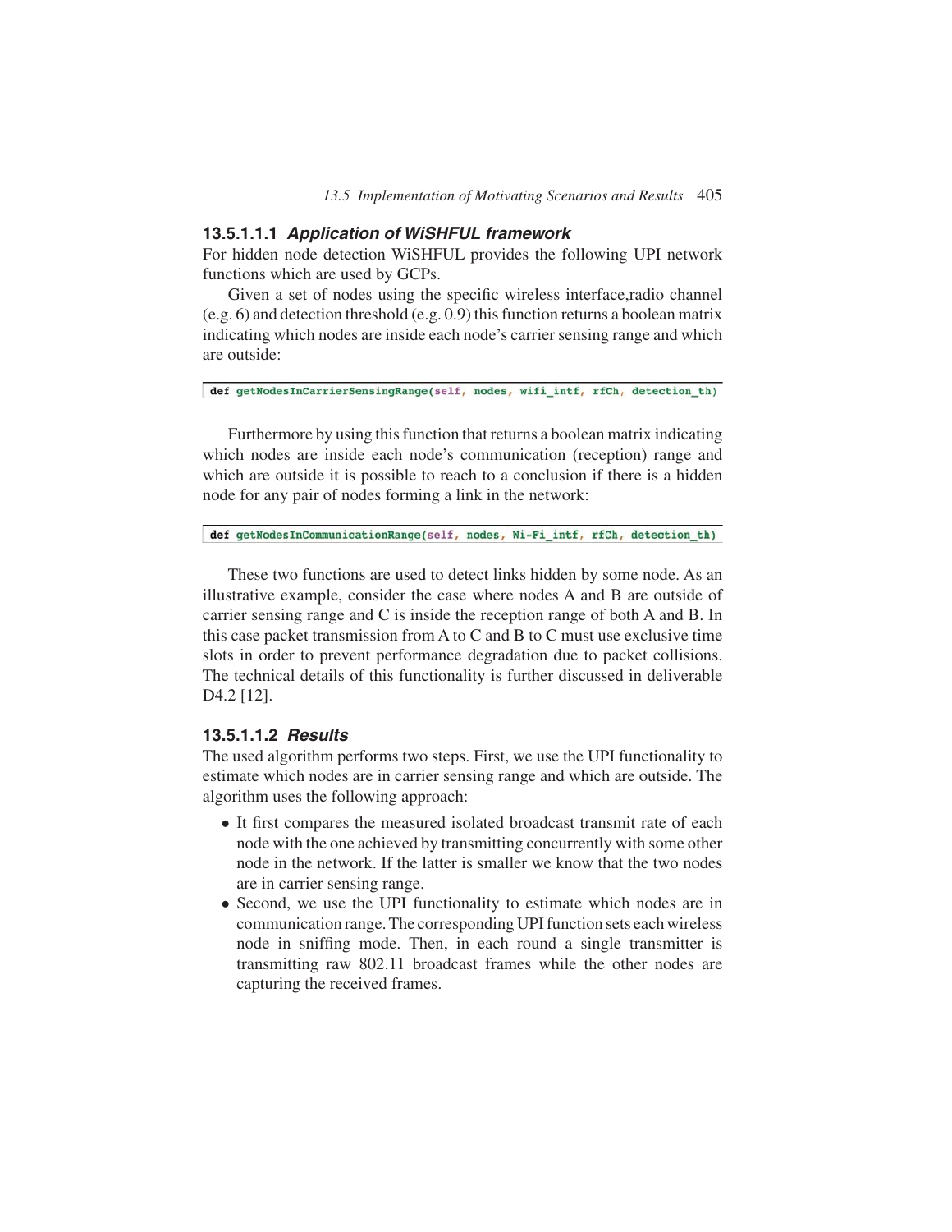#### 13.5.1.1.1 *Application of WiSHFUL framework*

For hidden node detection WiSHFUL provides the following UPI network functions which are used by GCPs.

Given a set of nodes using the specific wireless interface,radio channel (e.g. 6) and detection threshold (e.g. 0.9) this function returns a boolean matrix indicating which nodes are inside each node's carrier sensing range and which are outside:

```
def getNodesInCarrierSensingRange(self, nodes, wifi_intf, rfCh, detection_th)
```

Furthermore by using this function that returns a boolean matrix indicating which nodes are inside each node's communication (reception) range and which are outside it is possible to reach to a conclusion if there is a hidden node for any pair of nodes forming a link in the network:

```
def getNodesInCommunicationRange(self, nodes, Wi-Fi_intf, rfCh, detection_th)
```

These two functions are used to detect links hidden by some node. As an illustrative example, consider the case where nodes A and B are outside of carrier sensing range and C is inside the reception range of both A and B. In this case packet transmission from A to C and B to C must use exclusive time slots in order to prevent performance degradation due to packet collisions. The technical details of this functionality is further discussed in deliverable D4.2 [12].

#### 13.5.1.1.2 *Results*

The used algorithm performs two steps. First, we use the UPI functionality to estimate which nodes are in carrier sensing range and which are outside. The algorithm uses the following approach:

- It first compares the measured isolated broadcast transmit rate of each node with the one achieved by transmitting concurrently with some other node in the network. If the latter is smaller we know that the two nodes are in carrier sensing range.
- Second, we use the UPI functionality to estimate which nodes are in communication range. The corresponding UPI function sets each wireless node in sniffing mode. Then, in each round a single transmitter is transmitting raw 802.11 broadcast frames while the other nodes are capturing the received frames.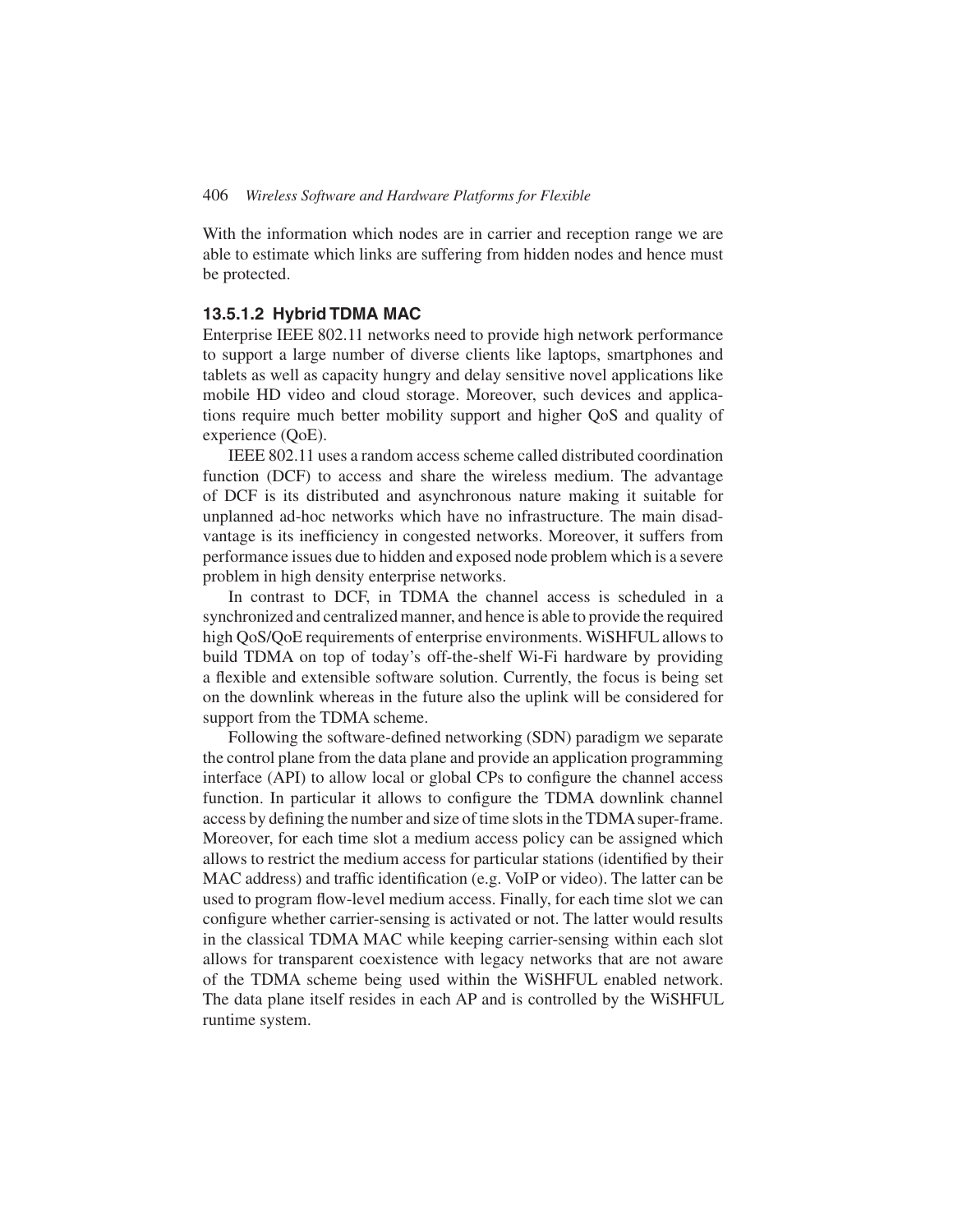With the information which nodes are in carrier and reception range we are able to estimate which links are suffering from hidden nodes and hence must be protected.

#### 13.5.1.2 Hybrid TDMA MAC

Enterprise IEEE 802.11 networks need to provide high network performance to support a large number of diverse clients like laptops, smartphones and tablets as well as capacity hungry and delay sensitive novel applications like mobile HD video and cloud storage. Moreover, such devices and applications require much better mobility support and higher QoS and quality of experience (QoE).

IEEE 802.11 uses a random access scheme called distributed coordination function (DCF) to access and share the wireless medium. The advantage of DCF is its distributed and asynchronous nature making it suitable for unplanned ad-hoc networks which have no infrastructure. The main disadvantage is its inefficiency in congested networks. Moreover, it suffers from performance issues due to hidden and exposed node problem which is a severe problem in high density enterprise networks.

In contrast to DCF, in TDMA the channel access is scheduled in a synchronized and centralized manner, and hence is able to provide the required high QoS/QoE requirements of enterprise environments. WiSHFUL allows to build TDMA on top of today's off-the-shelf Wi-Fi hardware by providing a flexible and extensible software solution. Currently, the focus is being set on the downlink whereas in the future also the uplink will be considered for support from the TDMA scheme.

Following the software-defined networking (SDN) paradigm we separate the control plane from the data plane and provide an application programming interface (API) to allow local or global CPs to configure the channel access function. In particular it allows to configure the TDMA downlink channel access by defining the number and size of time slots in the TDMA super-frame. Moreover, for each time slot a medium access policy can be assigned which allows to restrict the medium access for particular stations (identified by their MAC address) and traffic identification (e.g. VoIP or video). The latter can be used to program flow-level medium access. Finally, for each time slot we can configure whether carrier-sensing is activated or not. The latter would results in the classical TDMA MAC while keeping carrier-sensing within each slot allows for transparent coexistence with legacy networks that are not aware of the TDMA scheme being used within the WiSHFUL enabled network. The data plane itself resides in each AP and is controlled by the WiSHFUL runtime system.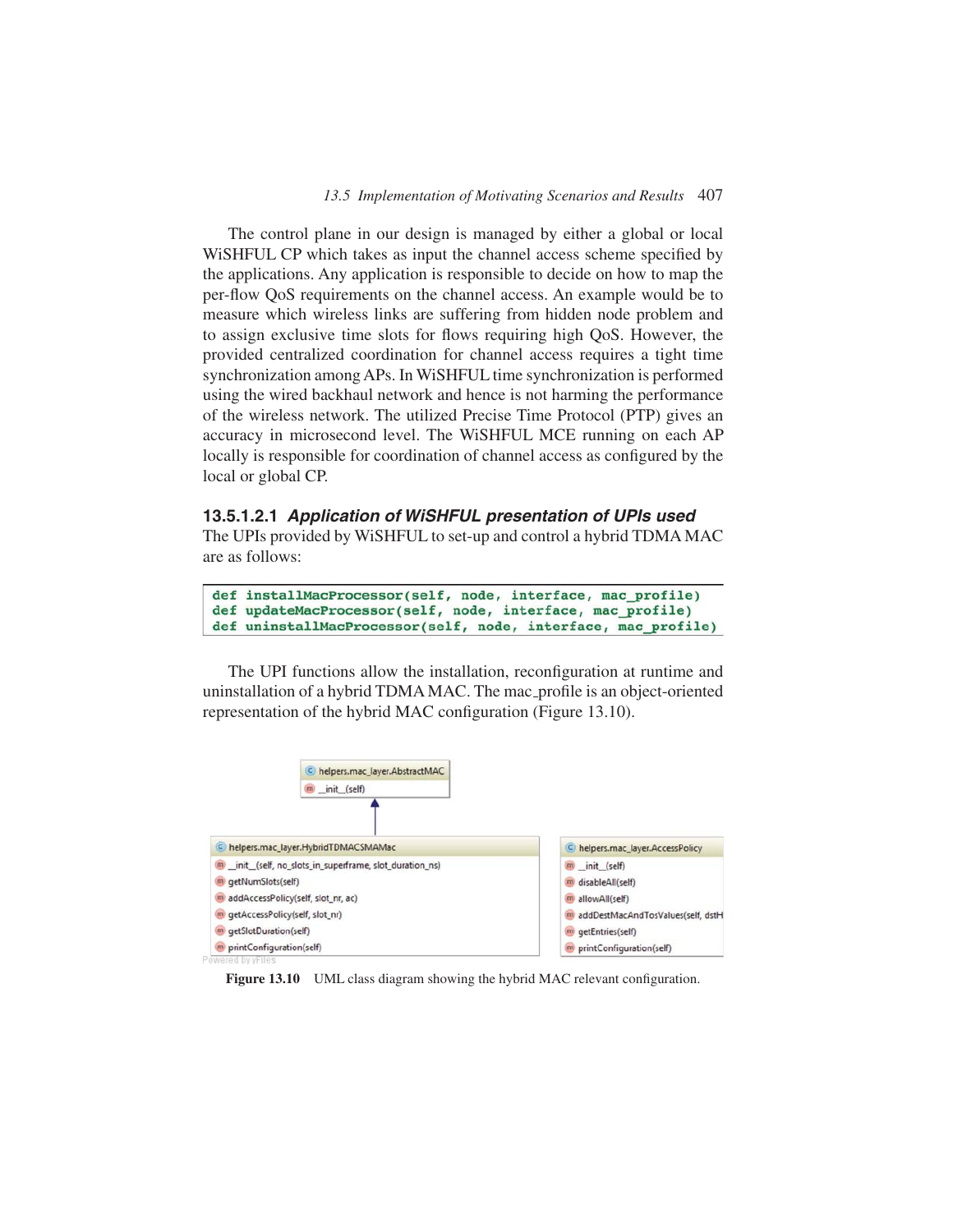The control plane in our design is managed by either a global or local WiSHFUL CP which takes as input the channel access scheme specified by the applications. Any application is responsible to decide on how to map the per-flow QoS requirements on the channel access. An example would be to measure which wireless links are suffering from hidden node problem and to assign exclusive time slots for flows requiring high QoS. However, the provided centralized coordination for channel access requires a tight time synchronization among APs. In WiSHFUL time synchronization is performed using the wired backhaul network and hence is not harming the performance of the wireless network. The utilized Precise Time Protocol (PTP) gives an accuracy in microsecond level. The WiSHFUL MCE running on each AP locally is responsible for coordination of channel access as configured by the local or global CP.

#### 13.5.1.2.1 *Application of WiSHFUL presentation of UPIs used*

The UPIs provided by WiSHFUL to set-up and control a hybrid TDMA MAC are as follows:

```
def installMacProcessor(self, node, interface, mac_profile)
def updateMacProcessor(self, node, interface, mac_profile)
def uninstallMacProcessor(self, node, interface, mac_profile)
```

The UPI functions allow the installation, reconfiguration at runtime and uninstallation of a hybrid TDMA MAC. The mac_profile is an object-oriented representation of the hybrid MAC configuration (Figure 13.10).

```
helpers.mac_layer.AbstractMAC
  __init__(self)

helpers.mac_layer.HybridTDMACSMAMac  (inherits AbstractMAC)
  __init__(self, no_slots_in_superframe, slot_duration_ns)
  getNumSlots(self)
  addAccessPolicy(self, slot_nr, ac)
  getAccessPolicy(self, slot_nr)
  getSlotDuration(self)
  printConfiguration(self)

helpers.mac_layer.AccessPolicy
  __init__(self)
  disableAll(self)
  allowAll(self)
  addDestMacAndTosValues(self, dstH
  getEntries(self)
  printConfiguration(self)
```

**Figure 13.10** UML class diagram showing the hybrid MAC relevant configuration.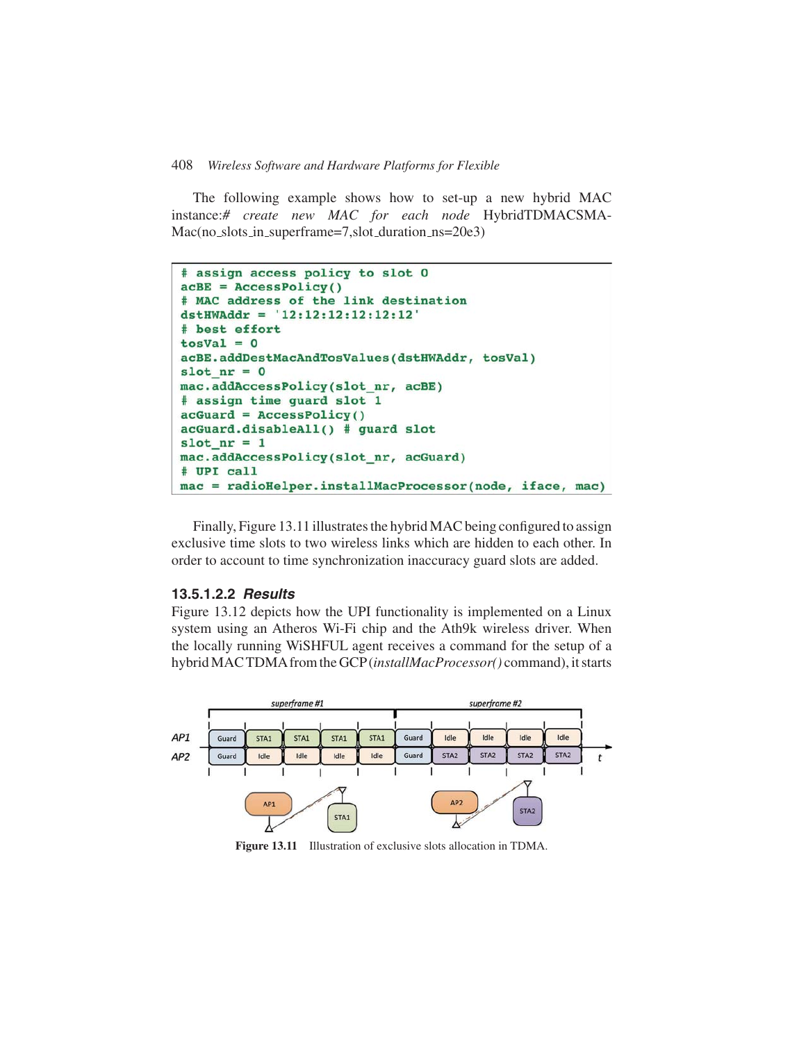The following example shows how to set-up a new hybrid MAC instance:*# create new MAC for each node* HybridTDMACSMA-Mac(no_slots_in_superframe=7,slot_duration_ns=20e3)

```
# assign access policy to slot 0
acBE = AccessPolicy()
# MAC address of the link destination
dstHWAddr = '12:12:12:12:12:12'
# best effort
tosVal = 0
acBE.addDestMacAndTosValues(dstHWAddr, tosVal)
slot_nr = 0
mac.addAccessPolicy(slot_nr, acBE)
# assign time guard slot 1
acGuard = AccessPolicy()
acGuard.disableAll() # guard slot
slot_nr = 1
mac.addAccessPolicy(slot_nr, acGuard)
# UPI call
mac = radioHelper.installMacProcessor(node, iface, mac)
```

Finally, Figure 13.11 illustrates the hybrid MAC being configured to assign exclusive time slots to two wireless links which are hidden to each other. In order to account to time synchronization inaccuracy guard slots are added.

#### 13.5.1.2.2 *Results*

Figure 13.12 depicts how the UPI functionality is implemented on a Linux system using an Atheros Wi-Fi chip and the Ath9k wireless driver. When the locally running WiSHFUL agent receives a command for the setup of a hybrid MAC TDMA from the GCP (*installMacProcessor()* command), it starts

**Figure 13.11** Illustration of exclusive slots allocation in TDMA.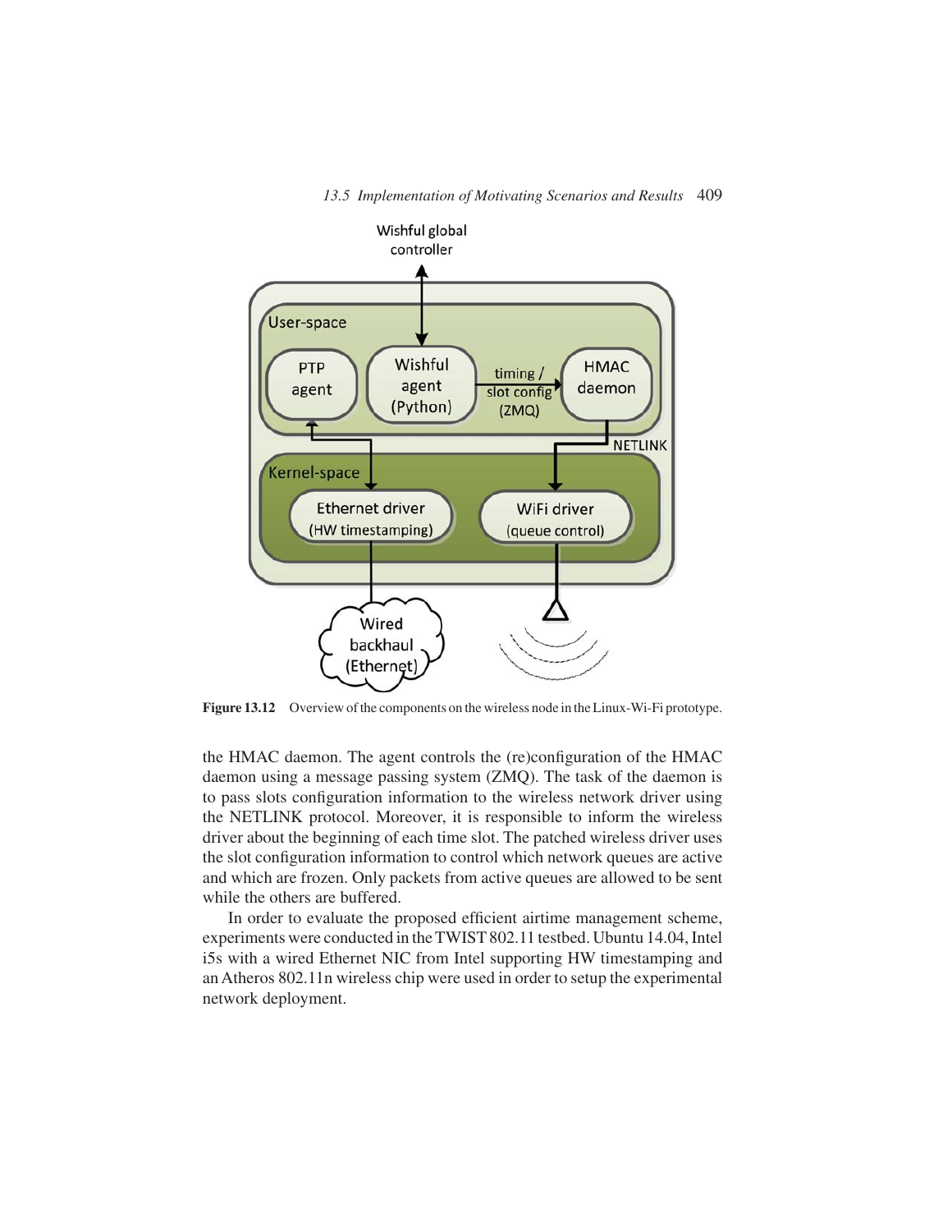Figure 13.12 Overview of the components on the wireless node in the Linux-Wi-Fi prototype.

the HMAC daemon. The agent controls the (re)configuration of the HMAC daemon using a message passing system (ZMQ). The task of the daemon is to pass slots configuration information to the wireless network driver using the NETLINK protocol. Moreover, it is responsible to inform the wireless driver about the beginning of each time slot. The patched wireless driver uses the slot configuration information to control which network queues are active and which are frozen. Only packets from active queues are allowed to be sent while the others are buffered.

In order to evaluate the proposed efficient airtime management scheme, experiments were conducted in the TWIST 802.11 testbed. Ubuntu 14.04, Intel i5s with a wired Ethernet NIC from Intel supporting HW timestamping and an Atheros 802.11n wireless chip were used in order to setup the experimental network deployment.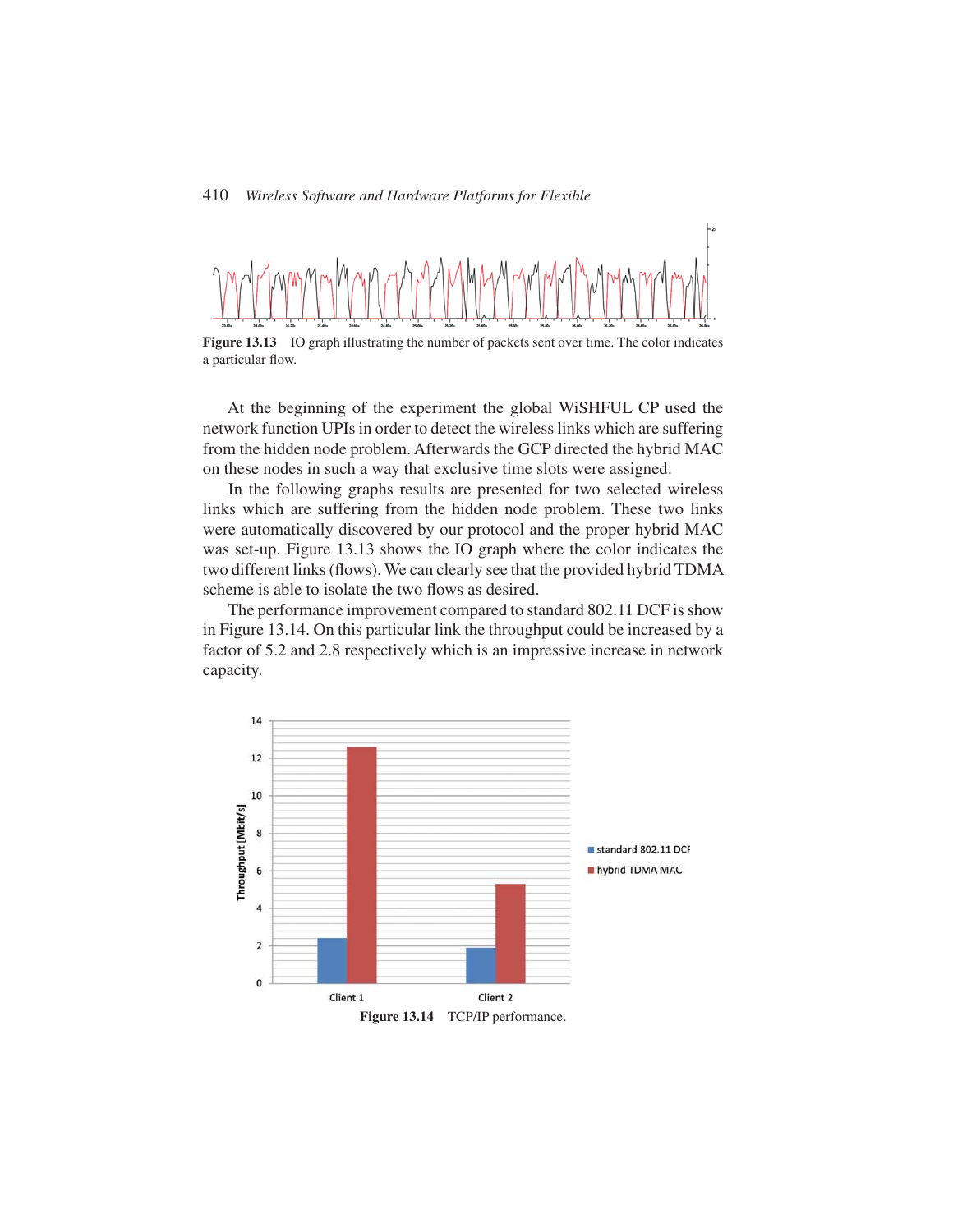Figure 13.13 IO graph illustrating the number of packets sent over time. The color indicates a particular flow.

At the beginning of the experiment the global WiSHFUL CP used the network function UPIs in order to detect the wireless links which are suffering from the hidden node problem. Afterwards the GCP directed the hybrid MAC on these nodes in such a way that exclusive time slots were assigned.

In the following graphs results are presented for two selected wireless links which are suffering from the hidden node problem. These two links were automatically discovered by our protocol and the proper hybrid MAC was set-up. Figure 13.13 shows the IO graph where the color indicates the two different links (flows). We can clearly see that the provided hybrid TDMA scheme is able to isolate the two flows as desired.

The performance improvement compared to standard 802.11 DCF is show in Figure 13.14. On this particular link the throughput could be increased by a factor of 5.2 and 2.8 respectively which is an impressive increase in network capacity.

Figure 13.14 TCP/IP performance.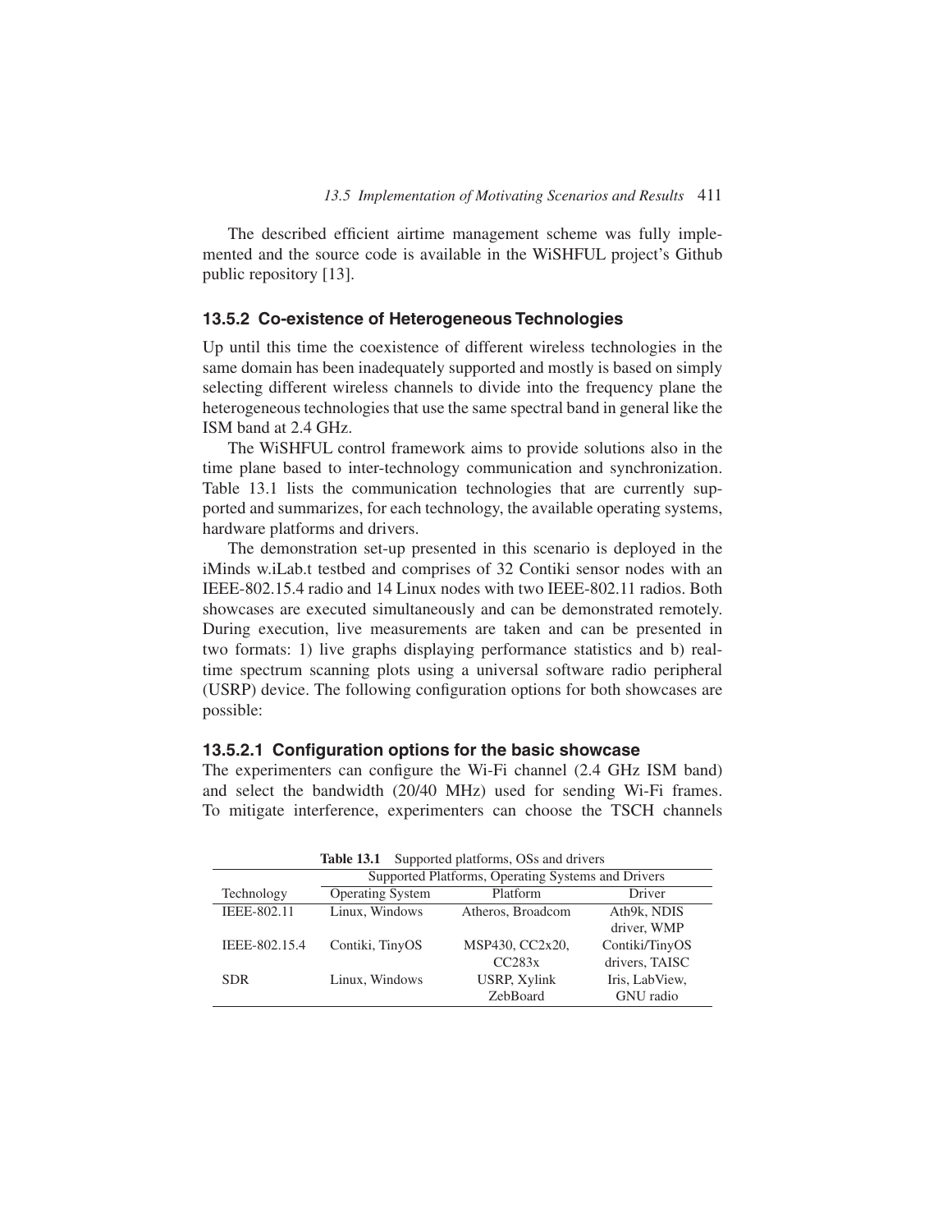The described efficient airtime management scheme was fully implemented and the source code is available in the WiSHFUL project's Github public repository [13].

### 13.5.2 Co-existence of Heterogeneous Technologies

Up until this time the coexistence of different wireless technologies in the same domain has been inadequately supported and mostly is based on simply selecting different wireless channels to divide into the frequency plane the heterogeneous technologies that use the same spectral band in general like the ISM band at 2.4 GHz.

The WiSHFUL control framework aims to provide solutions also in the time plane based to inter-technology communication and synchronization. Table 13.1 lists the communication technologies that are currently supported and summarizes, for each technology, the available operating systems, hardware platforms and drivers.

The demonstration set-up presented in this scenario is deployed in the iMinds w.iLab.t testbed and comprises of 32 Contiki sensor nodes with an IEEE-802.15.4 radio and 14 Linux nodes with two IEEE-802.11 radios. Both showcases are executed simultaneously and can be demonstrated remotely. During execution, live measurements are taken and can be presented in two formats: 1) live graphs displaying performance statistics and b) real-time spectrum scanning plots using a universal software radio peripheral (USRP) device. The following configuration options for both showcases are possible:

#### 13.5.2.1 Configuration options for the basic showcase

The experimenters can configure the Wi-Fi channel (2.4 GHz ISM band) and select the bandwidth (20/40 MHz) used for sending Wi-Fi frames. To mitigate interference, experimenters can choose the TSCH channels

**Table 13.1** Supported platforms, OSs and drivers

| | Supported Platforms, Operating Systems and Drivers | | |
|---|---|---|---|
| Technology | Operating System | Platform | Driver |
| IEEE-802.11 | Linux, Windows | Atheros, Broadcom | Ath9k, NDIS driver, WMP |
| IEEE-802.15.4 | Contiki, TinyOS | MSP430, CC2x20, CC283x | Contiki/TinyOS drivers, TAISC |
| SDR | Linux, Windows | USRP, Xylink ZebBoard | Iris, LabView, GNU radio |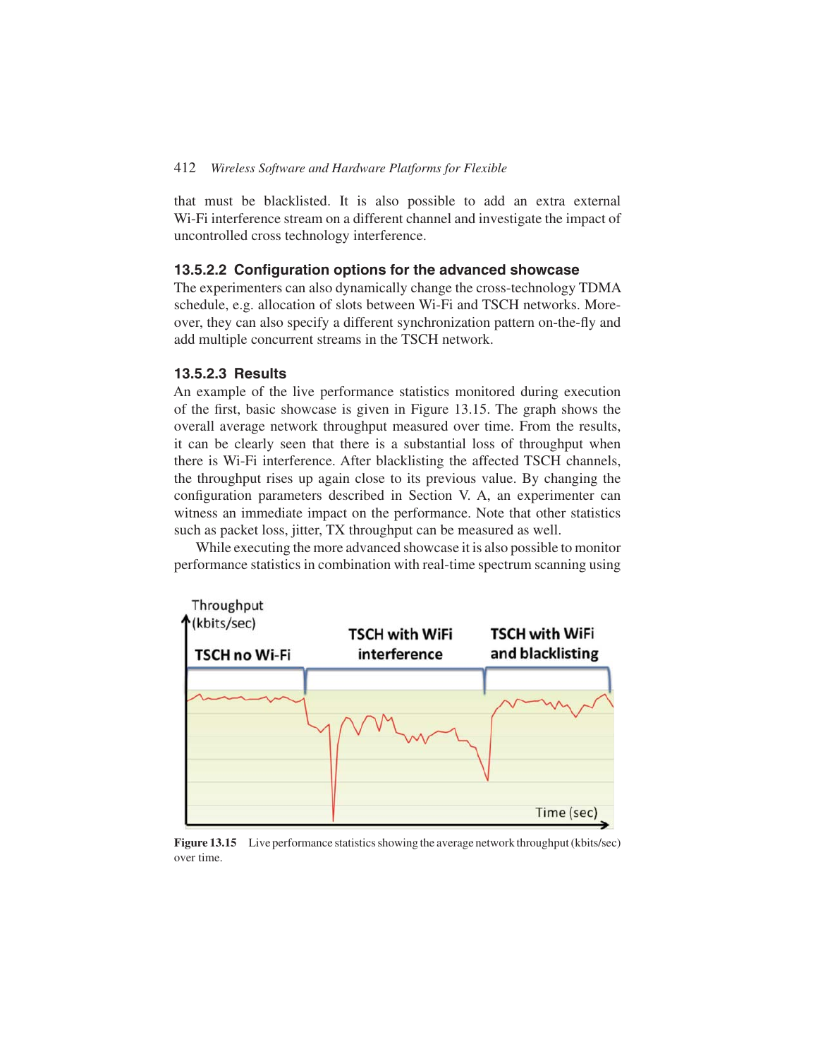that must be blacklisted. It is also possible to add an extra external Wi-Fi interference stream on a different channel and investigate the impact of uncontrolled cross technology interference.

#### 13.5.2.2 Configuration options for the advanced showcase

The experimenters can also dynamically change the cross-technology TDMA schedule, e.g. allocation of slots between Wi-Fi and TSCH networks. Moreover, they can also specify a different synchronization pattern on-the-fly and add multiple concurrent streams in the TSCH network.

#### 13.5.2.3 Results

An example of the live performance statistics monitored during execution of the first, basic showcase is given in Figure 13.15. The graph shows the overall average network throughput measured over time. From the results, it can be clearly seen that there is a substantial loss of throughput when there is Wi-Fi interference. After blacklisting the affected TSCH channels, the throughput rises up again close to its previous value. By changing the configuration parameters described in Section V. A, an experimenter can witness an immediate impact on the performance. Note that other statistics such as packet loss, jitter, TX throughput can be measured as well.

While executing the more advanced showcase it is also possible to monitor performance statistics in combination with real-time spectrum scanning using

**Figure 13.15** Live performance statistics showing the average network throughput (kbits/sec) over time.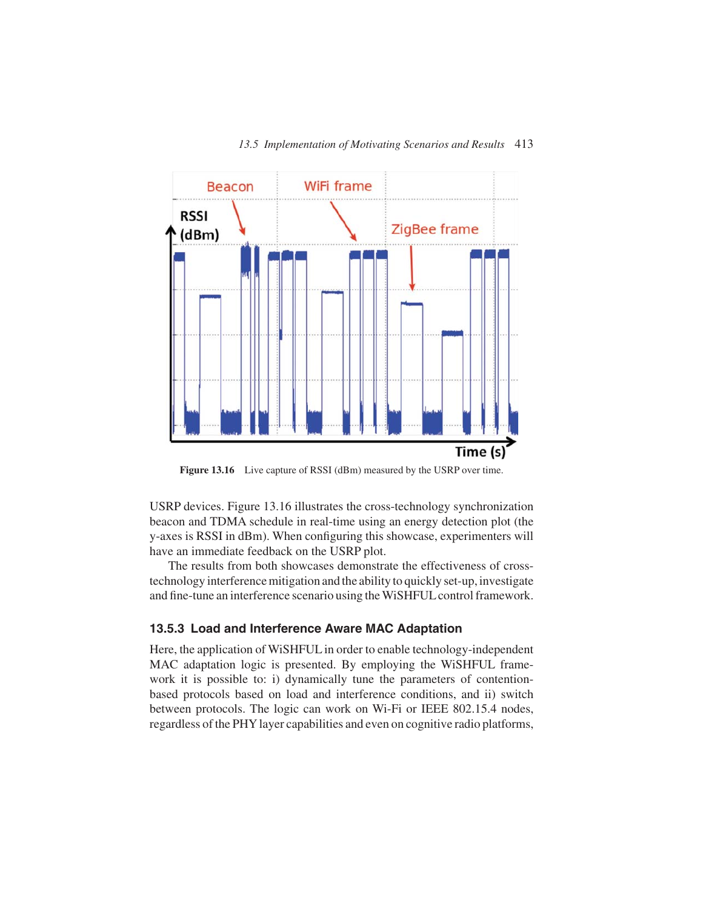Figure 13.16 Live capture of RSSI (dBm) measured by the USRP over time.

USRP devices. Figure 13.16 illustrates the cross-technology synchronization beacon and TDMA schedule in real-time using an energy detection plot (the y-axes is RSSI in dBm). When configuring this showcase, experimenters will have an immediate feedback on the USRP plot.

The results from both showcases demonstrate the effectiveness of cross-technology interference mitigation and the ability to quickly set-up, investigate and fine-tune an interference scenario using the WiSHFUL control framework.

### 13.5.3 Load and Interference Aware MAC Adaptation

Here, the application of WiSHFUL in order to enable technology-independent MAC adaptation logic is presented. By employing the WiSHFUL framework it is possible to: i) dynamically tune the parameters of contention-based protocols based on load and interference conditions, and ii) switch between protocols. The logic can work on Wi-Fi or IEEE 802.15.4 nodes, regardless of the PHY layer capabilities and even on cognitive radio platforms,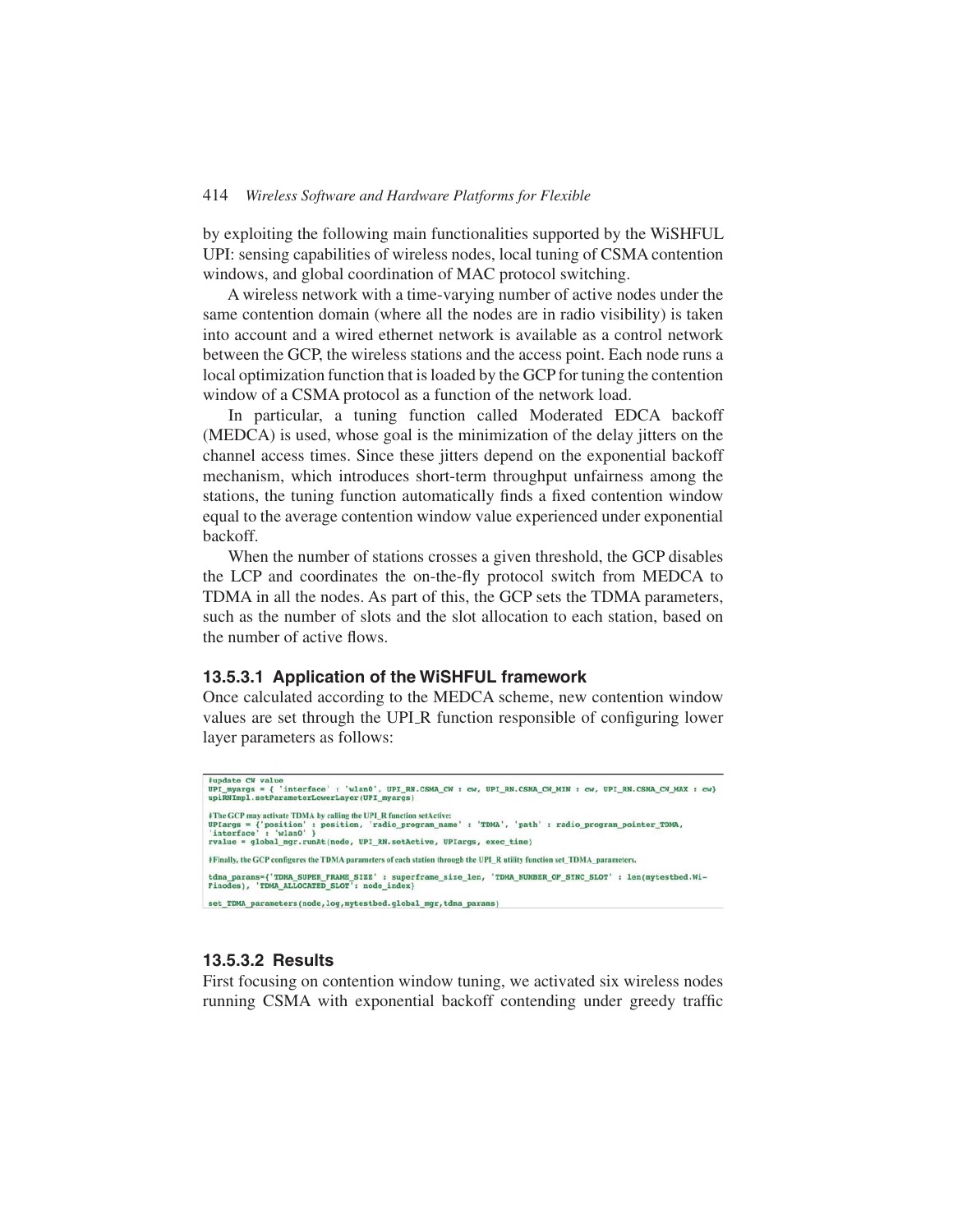by exploiting the following main functionalities supported by the WiSHFUL UPI: sensing capabilities of wireless nodes, local tuning of CSMA contention windows, and global coordination of MAC protocol switching.

A wireless network with a time-varying number of active nodes under the same contention domain (where all the nodes are in radio visibility) is taken into account and a wired ethernet network is available as a control network between the GCP, the wireless stations and the access point. Each node runs a local optimization function that is loaded by the GCP for tuning the contention window of a CSMA protocol as a function of the network load.

In particular, a tuning function called Moderated EDCA backoff (MEDCA) is used, whose goal is the minimization of the delay jitters on the channel access times. Since these jitters depend on the exponential backoff mechanism, which introduces short-term throughput unfairness among the stations, the tuning function automatically finds a fixed contention window equal to the average contention window value experienced under exponential backoff.

When the number of stations crosses a given threshold, the GCP disables the LCP and coordinates the on-the-fly protocol switch from MEDCA to TDMA in all the nodes. As part of this, the GCP sets the TDMA parameters, such as the number of slots and the slot allocation to each station, based on the number of active flows.

#### 13.5.3.1 Application of the WiSHFUL framework

Once calculated according to the MEDCA scheme, new contention window values are set through the UPI_R function responsible of configuring lower layer parameters as follows:

```
#update CW value
UPI_myargs = { 'interface' : 'wlan0', UPI_RN.CSMA_CW : cw, UPI_RN.CSMA_CW_MIN : cw, UPI_RN.CSMA_CW_MAX : cw}
upiRNImpl.setParameterLowerLayer(UPI_myargs)

#The GCP may activate TDMA by calling the UPI_R function setActive:
UPIargs = {'position' : position, 'radio_program_name' : 'TDMA', 'path' : radio_program_pointer_TDMA,
'interface' : 'wlan0' }
rvalue = global_mgr.runAt(node, UPI_RN.setActive, UPIargs, exec_time)

#Finally, the GCP configures the TDMA parameters of each station through the UPI_R utility function set_TDMA_parameters.

tdma_params={'TDMA_SUPER_FRAME_SIZE' : superframe_size_len, 'TDMA_NUMBER_OF_SYNC_SLOT' : len(mytestbed.wi-
Finodes), 'TDMA_ALLOCATED_SLOT': node_index}

set_TDMA_parameters(node,log,mytestbed.global_mgr,tdma_params)
```

#### 13.5.3.2 Results

First focusing on contention window tuning, we activated six wireless nodes running CSMA with exponential backoff contending under greedy traffic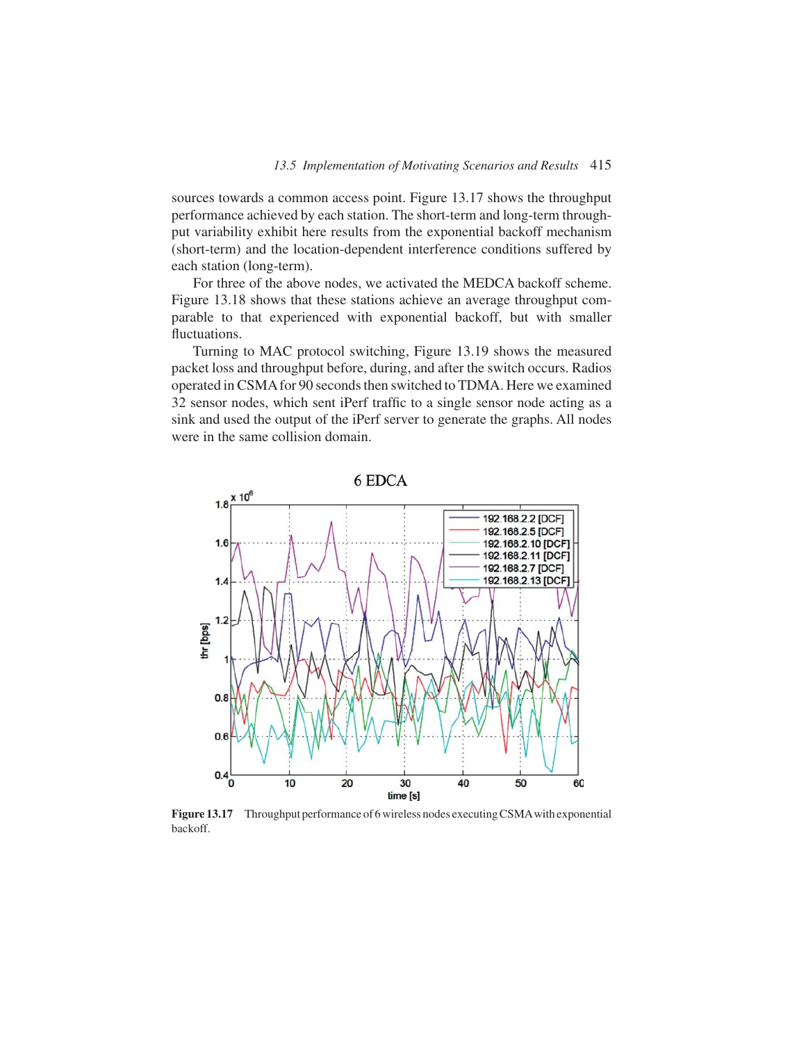sources towards a common access point. Figure 13.17 shows the throughput performance achieved by each station. The short-term and long-term throughput variability exhibit here results from the exponential backoff mechanism (short-term) and the location-dependent interference conditions suffered by each station (long-term).

For three of the above nodes, we activated the MEDCA backoff scheme. Figure 13.18 shows that these stations achieve an average throughput comparable to that experienced with exponential backoff, but with smaller fluctuations.

Turning to MAC protocol switching, Figure 13.19 shows the measured packet loss and throughput before, during, and after the switch occurs. Radios operated in CSMA for 90 seconds then switched to TDMA. Here we examined 32 sensor nodes, which sent iPerf traffic to a single sensor node acting as a sink and used the output of the iPerf server to generate the graphs. All nodes were in the same collision domain.

**Figure 13.17** Throughput performance of 6 wireless nodes executing CSMA with exponential backoff.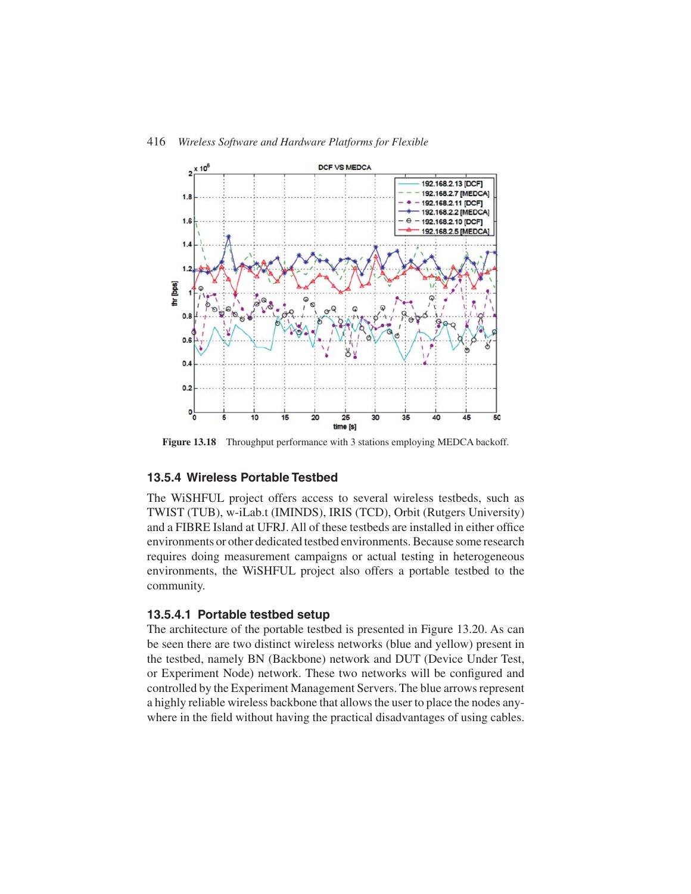Figure 13.18 Throughput performance with 3 stations employing MEDCA backoff.

### 13.5.4 Wireless Portable Testbed

The WiSHFUL project offers access to several wireless testbeds, such as TWIST (TUB), w-iLab.t (IMINDS), IRIS (TCD), Orbit (Rutgers University) and a FIBRE Island at UFRJ. All of these testbeds are installed in either office environments or other dedicated testbed environments. Because some research requires doing measurement campaigns or actual testing in heterogeneous environments, the WiSHFUL project also offers a portable testbed to the community.

#### 13.5.4.1 Portable testbed setup

The architecture of the portable testbed is presented in Figure 13.20. As can be seen there are two distinct wireless networks (blue and yellow) present in the testbed, namely BN (Backbone) network and DUT (Device Under Test, or Experiment Node) network. These two networks will be configured and controlled by the Experiment Management Servers. The blue arrows represent a highly reliable wireless backbone that allows the user to place the nodes anywhere in the field without having the practical disadvantages of using cables.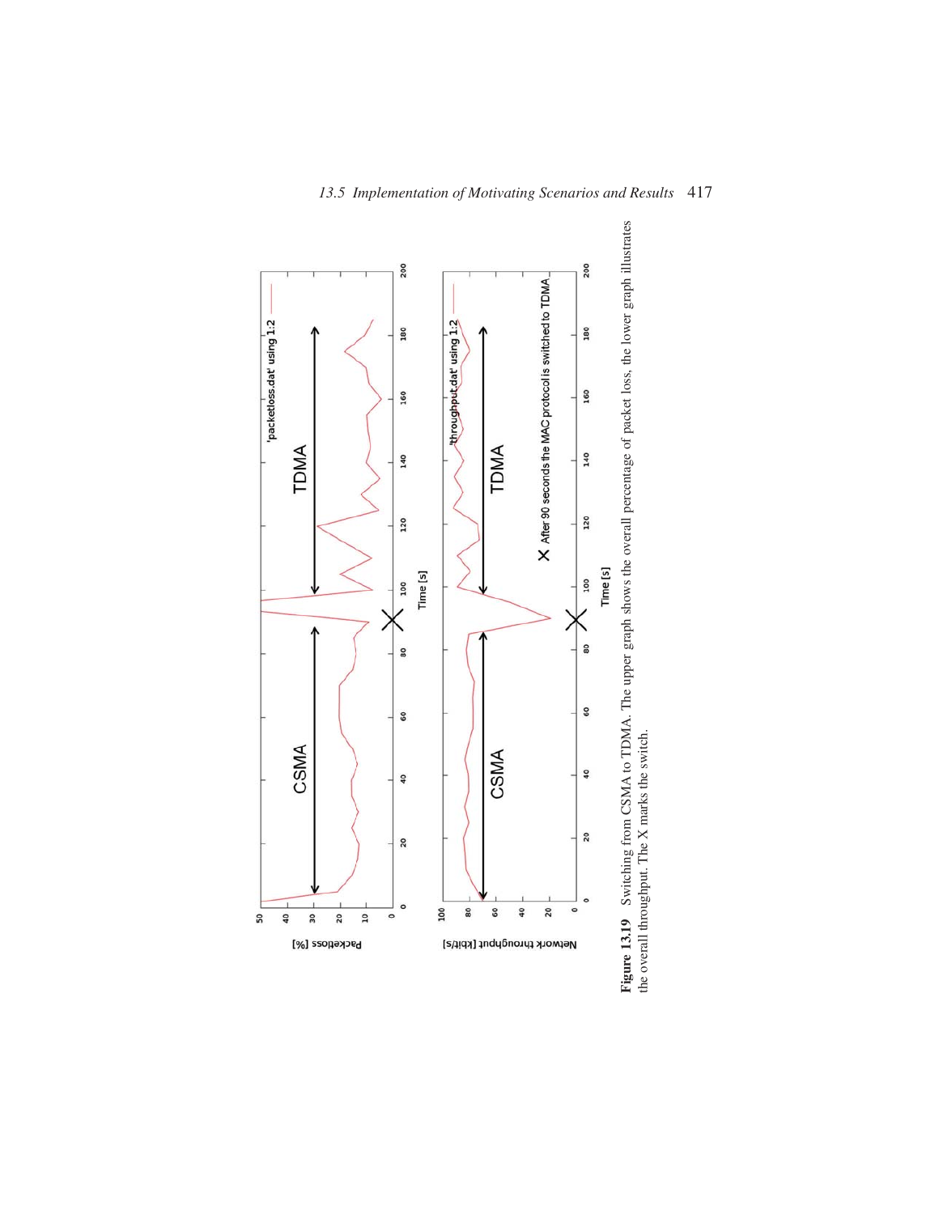Figure 13.19 Switching from CSMA to TDMA. The upper graph shows the overall percentage of packet loss, the lower graph illustrates the overall throughput. The X marks the switch.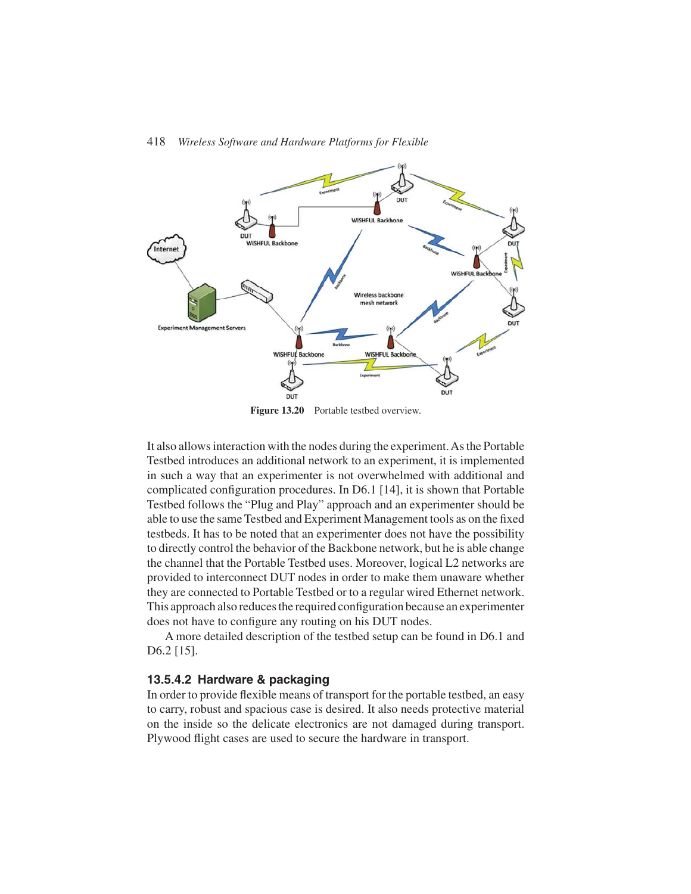Figure 13.20 Portable testbed overview.

It also allows interaction with the nodes during the experiment. As the Portable Testbed introduces an additional network to an experiment, it is implemented in such a way that an experimenter is not overwhelmed with additional and complicated configuration procedures. In D6.1 [14], it is shown that Portable Testbed follows the "Plug and Play" approach and an experimenter should be able to use the same Testbed and Experiment Management tools as on the fixed testbeds. It has to be noted that an experimenter does not have the possibility to directly control the behavior of the Backbone network, but he is able change the channel that the Portable Testbed uses. Moreover, logical L2 networks are provided to interconnect DUT nodes in order to make them unaware whether they are connected to Portable Testbed or to a regular wired Ethernet network. This approach also reduces the required configuration because an experimenter does not have to configure any routing on his DUT nodes.

A more detailed description of the testbed setup can be found in D6.1 and D6.2 [15].

#### 13.5.4.2 Hardware & packaging

In order to provide flexible means of transport for the portable testbed, an easy to carry, robust and spacious case is desired. It also needs protective material on the inside so the delicate electronics are not damaged during transport. Plywood flight cases are used to secure the hardware in transport.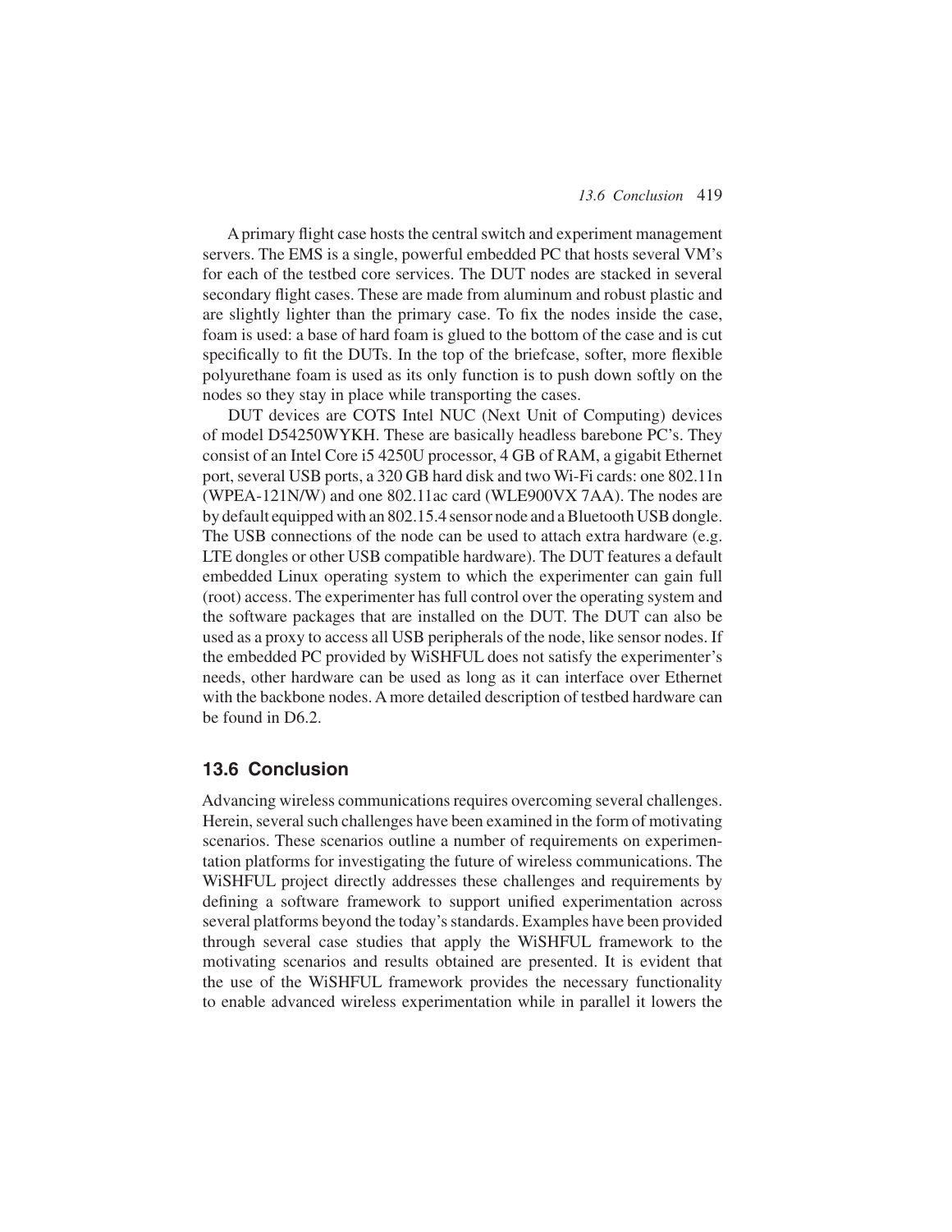A primary flight case hosts the central switch and experiment management servers. The EMS is a single, powerful embedded PC that hosts several VM's for each of the testbed core services. The DUT nodes are stacked in several secondary flight cases. These are made from aluminum and robust plastic and are slightly lighter than the primary case. To fix the nodes inside the case, foam is used: a base of hard foam is glued to the bottom of the case and is cut specifically to fit the DUTs. In the top of the briefcase, softer, more flexible polyurethane foam is used as its only function is to push down softly on the nodes so they stay in place while transporting the cases.

DUT devices are COTS Intel NUC (Next Unit of Computing) devices of model D54250WYKH. These are basically headless barebone PC's. They consist of an Intel Core i5 4250U processor, 4 GB of RAM, a gigabit Ethernet port, several USB ports, a 320 GB hard disk and two Wi-Fi cards: one 802.11n (WPEA-121N/W) and one 802.11ac card (WLE900VX 7AA). The nodes are by default equipped with an 802.15.4 sensor node and a Bluetooth USB dongle. The USB connections of the node can be used to attach extra hardware (e.g. LTE dongles or other USB compatible hardware). The DUT features a default embedded Linux operating system to which the experimenter can gain full (root) access. The experimenter has full control over the operating system and the software packages that are installed on the DUT. The DUT can also be used as a proxy to access all USB peripherals of the node, like sensor nodes. If the embedded PC provided by WiSHFUL does not satisfy the experimenter's needs, other hardware can be used as long as it can interface over Ethernet with the backbone nodes. A more detailed description of testbed hardware can be found in D6.2.

## 13.6 Conclusion

Advancing wireless communications requires overcoming several challenges. Herein, several such challenges have been examined in the form of motivating scenarios. These scenarios outline a number of requirements on experimentation platforms for investigating the future of wireless communications. The WiSHFUL project directly addresses these challenges and requirements by defining a software framework to support unified experimentation across several platforms beyond the today's standards. Examples have been provided through several case studies that apply the WiSHFUL framework to the motivating scenarios and results obtained are presented. It is evident that the use of the WiSHFUL framework provides the necessary functionality to enable advanced wireless experimentation while in parallel it lowers the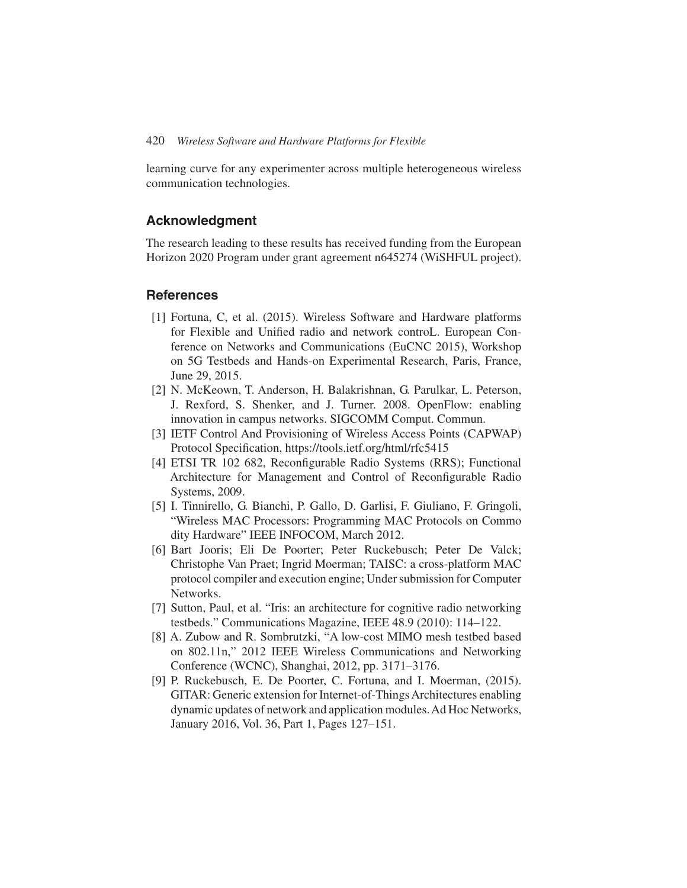learning curve for any experimenter across multiple heterogeneous wireless communication technologies.

## Acknowledgment

The research leading to these results has received funding from the European Horizon 2020 Program under grant agreement n645274 (WiSHFUL project).

## References

[1] Fortuna, C, et al. (2015). Wireless Software and Hardware platforms for Flexible and Unified radio and network controL. European Conference on Networks and Communications (EuCNC 2015), Workshop on 5G Testbeds and Hands-on Experimental Research, Paris, France, June 29, 2015.

[2] N. McKeown, T. Anderson, H. Balakrishnan, G. Parulkar, L. Peterson, J. Rexford, S. Shenker, and J. Turner. 2008. OpenFlow: enabling innovation in campus networks. SIGCOMM Comput. Commun.

[3] IETF Control And Provisioning of Wireless Access Points (CAPWAP) Protocol Specification, https://tools.ietf.org/html/rfc5415

[4] ETSI TR 102 682, Reconfigurable Radio Systems (RRS); Functional Architecture for Management and Control of Reconfigurable Radio Systems, 2009.

[5] I. Tinnirello, G. Bianchi, P. Gallo, D. Garlisi, F. Giuliano, F. Gringoli, "Wireless MAC Processors: Programming MAC Protocols on Commo dity Hardware" IEEE INFOCOM, March 2012.

[6] Bart Jooris; Eli De Poorter; Peter Ruckebusch; Peter De Valck; Christophe Van Praet; Ingrid Moerman; TAISC: a cross-platform MAC protocol compiler and execution engine; Under submission for Computer Networks.

[7] Sutton, Paul, et al. "Iris: an architecture for cognitive radio networking testbeds." Communications Magazine, IEEE 48.9 (2010): 114–122.

[8] A. Zubow and R. Sombrutzki, "A low-cost MIMO mesh testbed based on 802.11n," 2012 IEEE Wireless Communications and Networking Conference (WCNC), Shanghai, 2012, pp. 3171–3176.

[9] P. Ruckebusch, E. De Poorter, C. Fortuna, and I. Moerman, (2015). GITAR: Generic extension for Internet-of-Things Architectures enabling dynamic updates of network and application modules. Ad Hoc Networks, January 2016, Vol. 36, Part 1, Pages 127–151.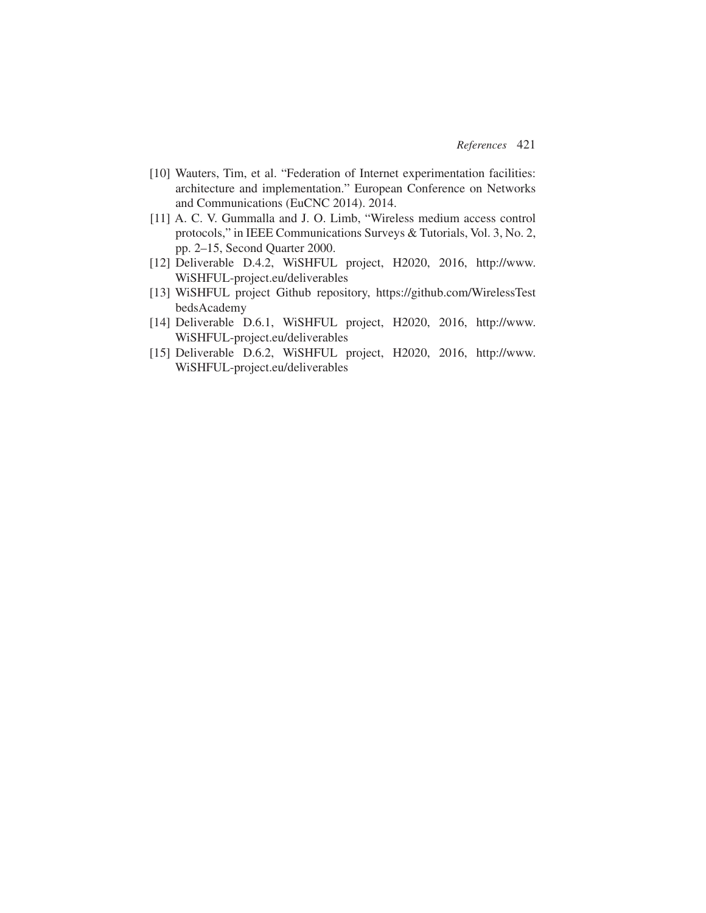[10] Wauters, Tim, et al. "Federation of Internet experimentation facilities: architecture and implementation." European Conference on Networks and Communications (EuCNC 2014). 2014.

[11] A. C. V. Gummalla and J. O. Limb, "Wireless medium access control protocols," in IEEE Communications Surveys & Tutorials, Vol. 3, No. 2, pp. 2–15, Second Quarter 2000.

[12] Deliverable D.4.2, WiSHFUL project, H2020, 2016, http://www.WiSHFUL-project.eu/deliverables

[13] WiSHFUL project Github repository, https://github.com/WirelessTestbedsAcademy

[14] Deliverable D.6.1, WiSHFUL project, H2020, 2016, http://www.WiSHFUL-project.eu/deliverables

[15] Deliverable D.6.2, WiSHFUL project, H2020, 2016, http://www.WiSHFUL-project.eu/deliverables